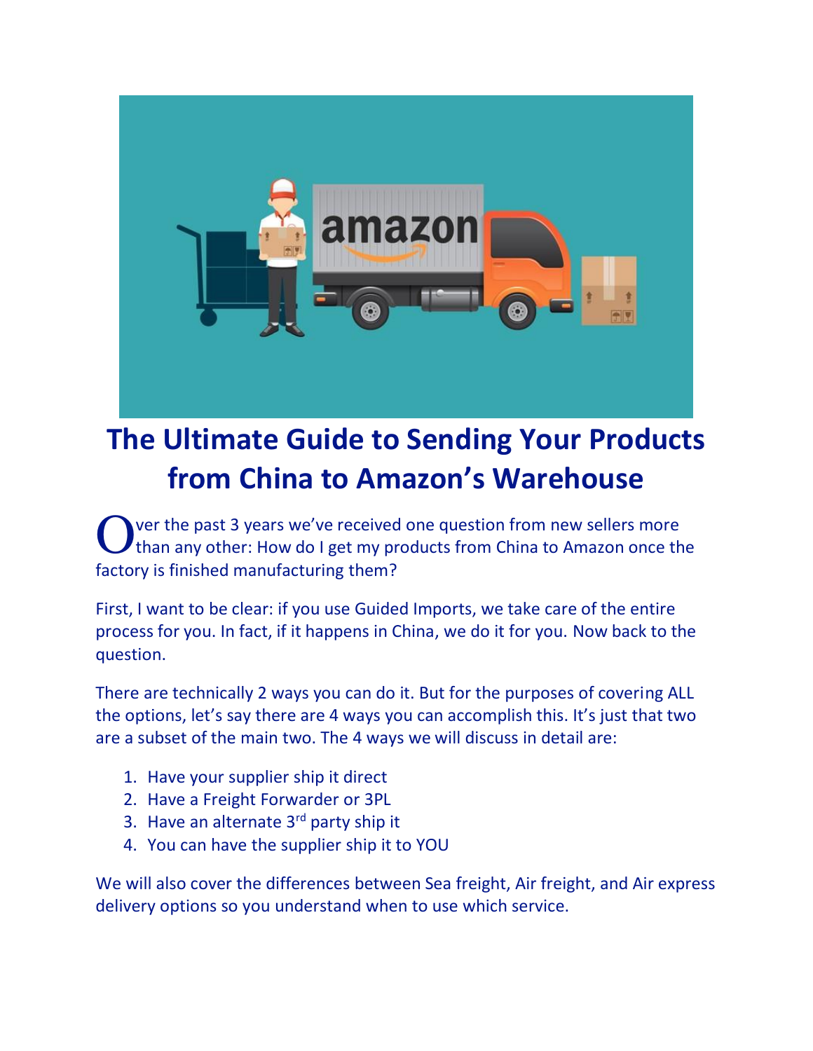# The Ultimate Guide to Sending Your Products from China to Amazon's Warehouse

Over the past 3 years we've received one question from new sellers more than any other: How do I get my products from China to Amazon once the factory is finished manufacturing them?

First, I want to be clear: if you use Guided Imports, we take care of the entire process for you. In fact, if it happens in China, we do it for you. Now back to the question.

There are technically 2 ways you can do it. But for the purposes of covering ALL the options, let's say there are 4 ways you can accomplish this. It's just that two are a subset of the main two. The 4 ways we will discuss in detail are:

1. Have your supplier ship it direct
2. Have a Freight Forwarder or 3PL
3. Have an alternate 3rd party ship it
4. You can have the supplier ship it to YOU

We will also cover the differences between Sea freight, Air freight, and Air express delivery options so you understand when to use which service.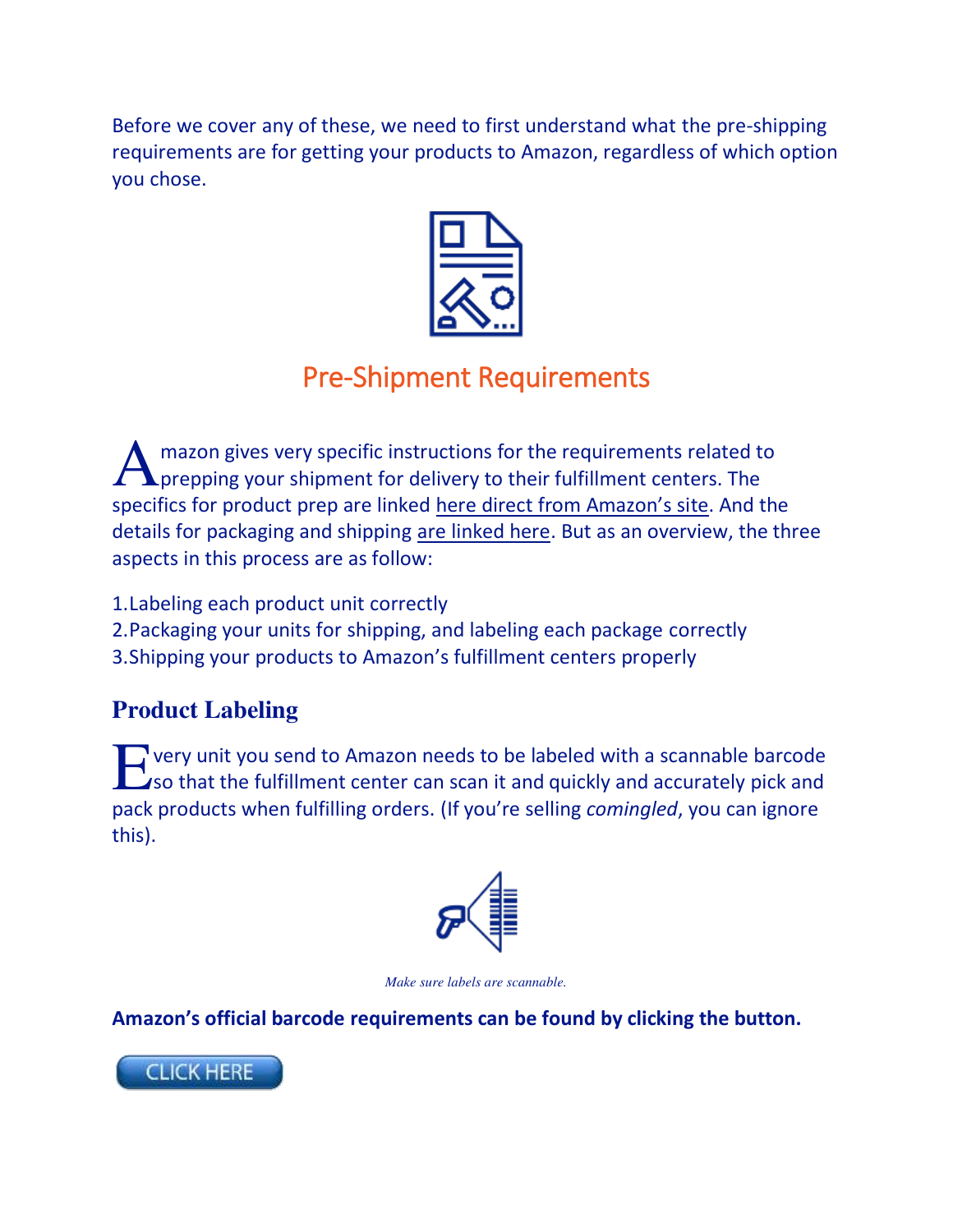Before we cover any of these, we need to first understand what the pre-shipping requirements are for getting your products to Amazon, regardless of which option you chose.

## Pre-Shipment Requirements

Amazon gives very specific instructions for the requirements related to prepping your shipment for delivery to their fulfillment centers. The specifics for product prep are linked here direct from Amazon's site. And the details for packaging and shipping are linked here. But as an overview, the three aspects in this process are as follow:

1. Labeling each product unit correctly
2. Packaging your units for shipping, and labeling each package correctly
3. Shipping your products to Amazon's fulfillment centers properly

### Product Labeling

Every unit you send to Amazon needs to be labeled with a scannable barcode so that the fulfillment center can scan it and quickly and accurately pick and pack products when fulfilling orders. (If you're selling *comingled*, you can ignore this).

*Make sure labels are scannable.*

**Amazon's official barcode requirements can be found by clicking the button.**

CLICK HERE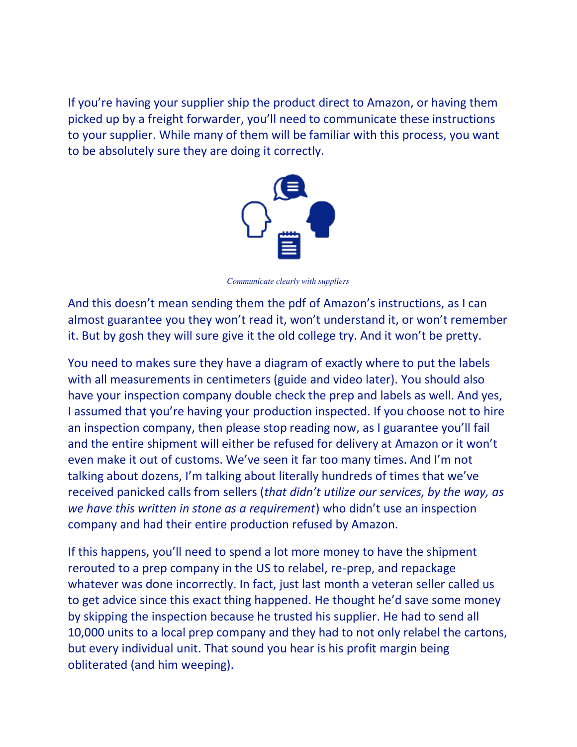If you're having your supplier ship the product direct to Amazon, or having them picked up by a freight forwarder, you'll need to communicate these instructions to your supplier. While many of them will be familiar with this process, you want to be absolutely sure they are doing it correctly.

*Communicate clearly with suppliers*

And this doesn't mean sending them the pdf of Amazon's instructions, as I can almost guarantee you they won't read it, won't understand it, or won't remember it. But by gosh they will sure give it the old college try. And it won't be pretty.

You need to makes sure they have a diagram of exactly where to put the labels with all measurements in centimeters (guide and video later). You should also have your inspection company double check the prep and labels as well. And yes, I assumed that you're having your production inspected. If you choose not to hire an inspection company, then please stop reading now, as I guarantee you'll fail and the entire shipment will either be refused for delivery at Amazon or it won't even make it out of customs. We've seen it far too many times. And I'm not talking about dozens, I'm talking about literally hundreds of times that we've received panicked calls from sellers (*that didn't utilize our services, by the way, as we have this written in stone as a requirement*) who didn't use an inspection company and had their entire production refused by Amazon.

If this happens, you'll need to spend a lot more money to have the shipment rerouted to a prep company in the US to relabel, re-prep, and repackage whatever was done incorrectly. In fact, just last month a veteran seller called us to get advice since this exact thing happened. He thought he'd save some money by skipping the inspection because he trusted his supplier. He had to send all 10,000 units to a local prep company and they had to not only relabel the cartons, but every individual unit. That sound you hear is his profit margin being obliterated (and him weeping).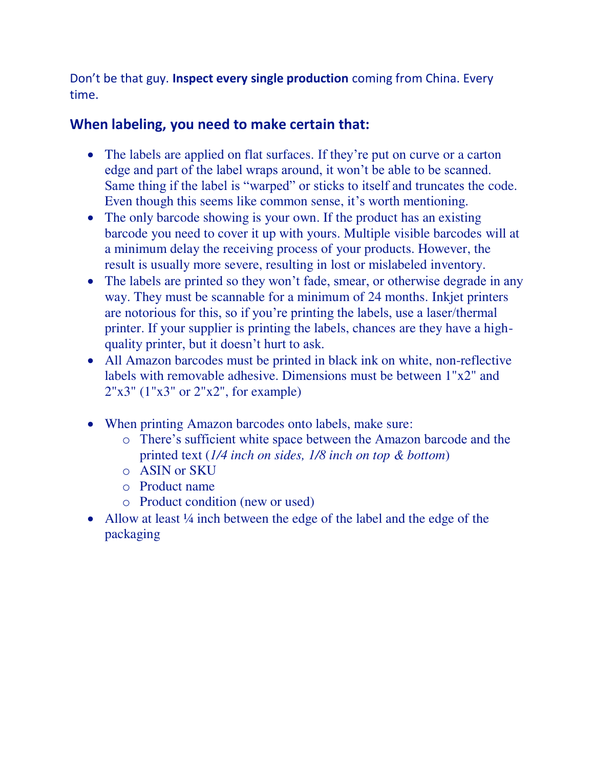Don't be that guy. **Inspect every single production** coming from China. Every time.

### When labeling, you need to make certain that:

- The labels are applied on flat surfaces. If they're put on curve or a carton edge and part of the label wraps around, it won't be able to be scanned. Same thing if the label is "warped" or sticks to itself and truncates the code. Even though this seems like common sense, it's worth mentioning.
- The only barcode showing is your own. If the product has an existing barcode you need to cover it up with yours. Multiple visible barcodes will at a minimum delay the receiving process of your products. However, the result is usually more severe, resulting in lost or mislabeled inventory.
- The labels are printed so they won't fade, smear, or otherwise degrade in any way. They must be scannable for a minimum of 24 months. Inkjet printers are notorious for this, so if you're printing the labels, use a laser/thermal printer. If your supplier is printing the labels, chances are they have a high-quality printer, but it doesn't hurt to ask.
- All Amazon barcodes must be printed in black ink on white, non-reflective labels with removable adhesive. Dimensions must be between 1"x2" and 2"x3" (1"x3" or 2"x2", for example)

- When printing Amazon barcodes onto labels, make sure:
  - There's sufficient white space between the Amazon barcode and the printed text (*1/4 inch on sides, 1/8 inch on top & bottom*)
  - ASIN or SKU
  - Product name
  - Product condition (new or used)
- Allow at least ¼ inch between the edge of the label and the edge of the packaging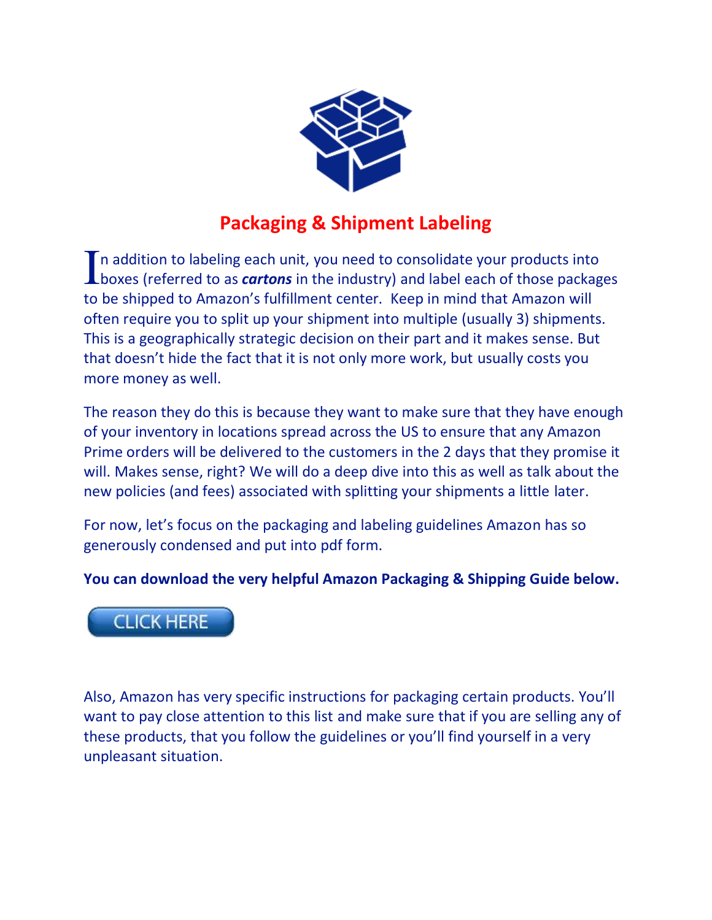# Packaging & Shipment Labeling

In addition to labeling each unit, you need to consolidate your products into boxes (referred to as ***cartons*** in the industry) and label each of those packages to be shipped to Amazon's fulfillment center. Keep in mind that Amazon will often require you to split up your shipment into multiple (usually 3) shipments. This is a geographically strategic decision on their part and it makes sense. But that doesn't hide the fact that it is not only more work, but usually costs you more money as well.

The reason they do this is because they want to make sure that they have enough of your inventory in locations spread across the US to ensure that any Amazon Prime orders will be delivered to the customers in the 2 days that they promise it will. Makes sense, right? We will do a deep dive into this as well as talk about the new policies (and fees) associated with splitting your shipments a little later.

For now, let's focus on the packaging and labeling guidelines Amazon has so generously condensed and put into pdf form.

**You can download the very helpful Amazon Packaging & Shipping Guide below.**

CLICK HERE

Also, Amazon has very specific instructions for packaging certain products. You'll want to pay close attention to this list and make sure that if you are selling any of these products, that you follow the guidelines or you'll find yourself in a very unpleasant situation.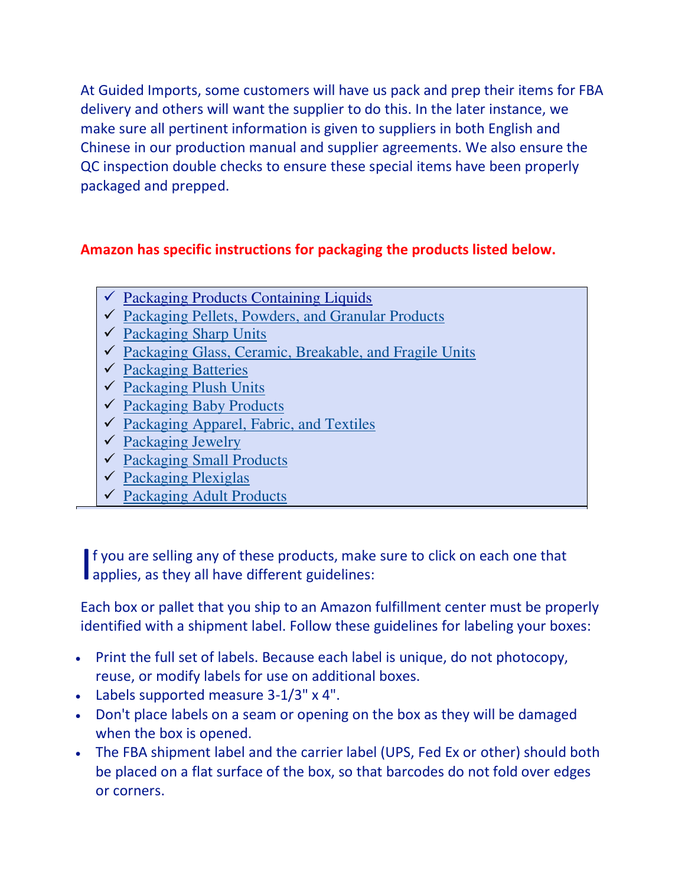At Guided Imports, some customers will have us pack and prep their items for FBA delivery and others will want the supplier to do this. In the later instance, we make sure all pertinent information is given to suppliers in both English and Chinese in our production manual and supplier agreements. We also ensure the QC inspection double checks to ensure these special items have been properly packaged and prepped.

**Amazon has specific instructions for packaging the products listed below.**

- ✓ Packaging Products Containing Liquids
- ✓ Packaging Pellets, Powders, and Granular Products
- ✓ Packaging Sharp Units
- ✓ Packaging Glass, Ceramic, Breakable, and Fragile Units
- ✓ Packaging Batteries
- ✓ Packaging Plush Units
- ✓ Packaging Baby Products
- ✓ Packaging Apparel, Fabric, and Textiles
- ✓ Packaging Jewelry
- ✓ Packaging Small Products
- ✓ Packaging Plexiglas
- ✓ Packaging Adult Products

If you are selling any of these products, make sure to click on each one that applies, as they all have different guidelines:

Each box or pallet that you ship to an Amazon fulfillment center must be properly identified with a shipment label. Follow these guidelines for labeling your boxes:

- Print the full set of labels. Because each label is unique, do not photocopy, reuse, or modify labels for use on additional boxes.
- Labels supported measure 3-1/3" x 4".
- Don't place labels on a seam or opening on the box as they will be damaged when the box is opened.
- The FBA shipment label and the carrier label (UPS, Fed Ex or other) should both be placed on a flat surface of the box, so that barcodes do not fold over edges or corners.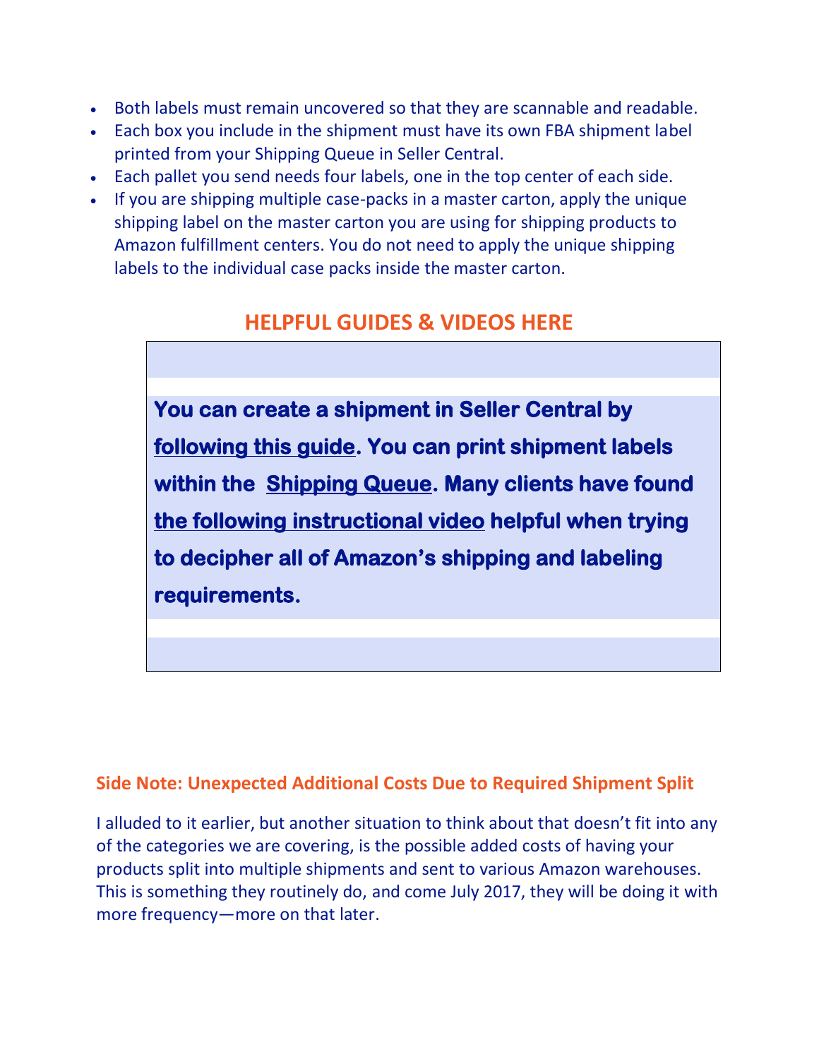- Both labels must remain uncovered so that they are scannable and readable.
- Each box you include in the shipment must have its own FBA shipment label printed from your Shipping Queue in Seller Central.
- Each pallet you send needs four labels, one in the top center of each side.
- If you are shipping multiple case-packs in a master carton, apply the unique shipping label on the master carton you are using for shipping products to Amazon fulfillment centers. You do not need to apply the unique shipping labels to the individual case packs inside the master carton.

## HELPFUL GUIDES & VIDEOS HERE

**You can create a shipment in Seller Central by following this guide. You can print shipment labels within the Shipping Queue. Many clients have found the following instructional video helpful when trying to decipher all of Amazon's shipping and labeling requirements.**

### Side Note: Unexpected Additional Costs Due to Required Shipment Split

I alluded to it earlier, but another situation to think about that doesn't fit into any of the categories we are covering, is the possible added costs of having your products split into multiple shipments and sent to various Amazon warehouses. This is something they routinely do, and come July 2017, they will be doing it with more frequency—more on that later.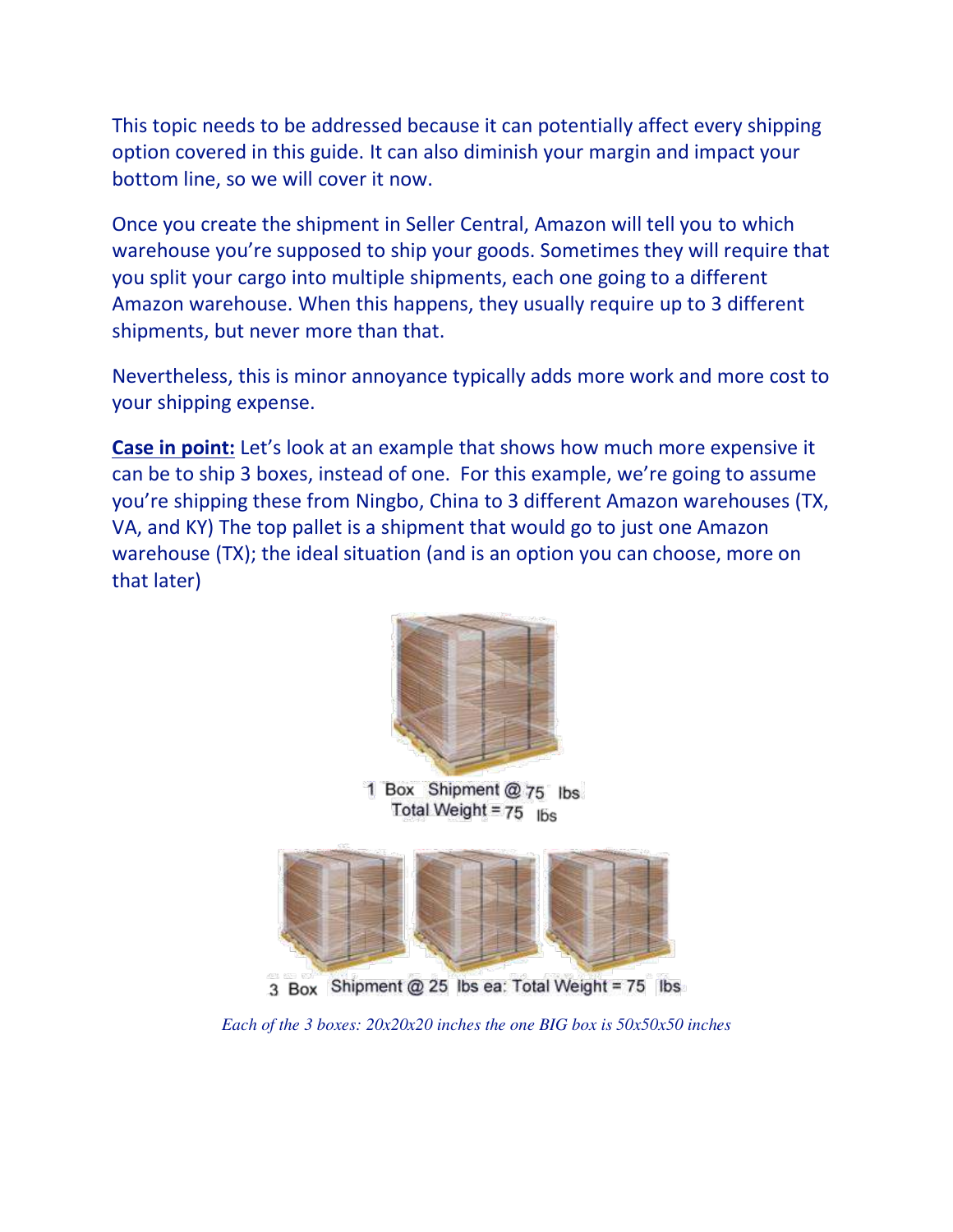This topic needs to be addressed because it can potentially affect every shipping option covered in this guide. It can also diminish your margin and impact your bottom line, so we will cover it now.

Once you create the shipment in Seller Central, Amazon will tell you to which warehouse you're supposed to ship your goods. Sometimes they will require that you split your cargo into multiple shipments, each one going to a different Amazon warehouse. When this happens, they usually require up to 3 different shipments, but never more than that.

Nevertheless, this is minor annoyance typically adds more work and more cost to your shipping expense.

**Case in point:** Let's look at an example that shows how much more expensive it can be to ship 3 boxes, instead of one. For this example, we're going to assume you're shipping these from Ningbo, China to 3 different Amazon warehouses (TX, VA, and KY) The top pallet is a shipment that would go to just one Amazon warehouse (TX); the ideal situation (and is an option you can choose, more on that later)

1 Box Shipment @ 75 lbs
Total Weight = 75 lbs

3 Box Shipment @ 25 lbs ea: Total Weight = 75 lbs

*Each of the 3 boxes: 20x20x20 inches the one BIG box is 50x50x50 inches*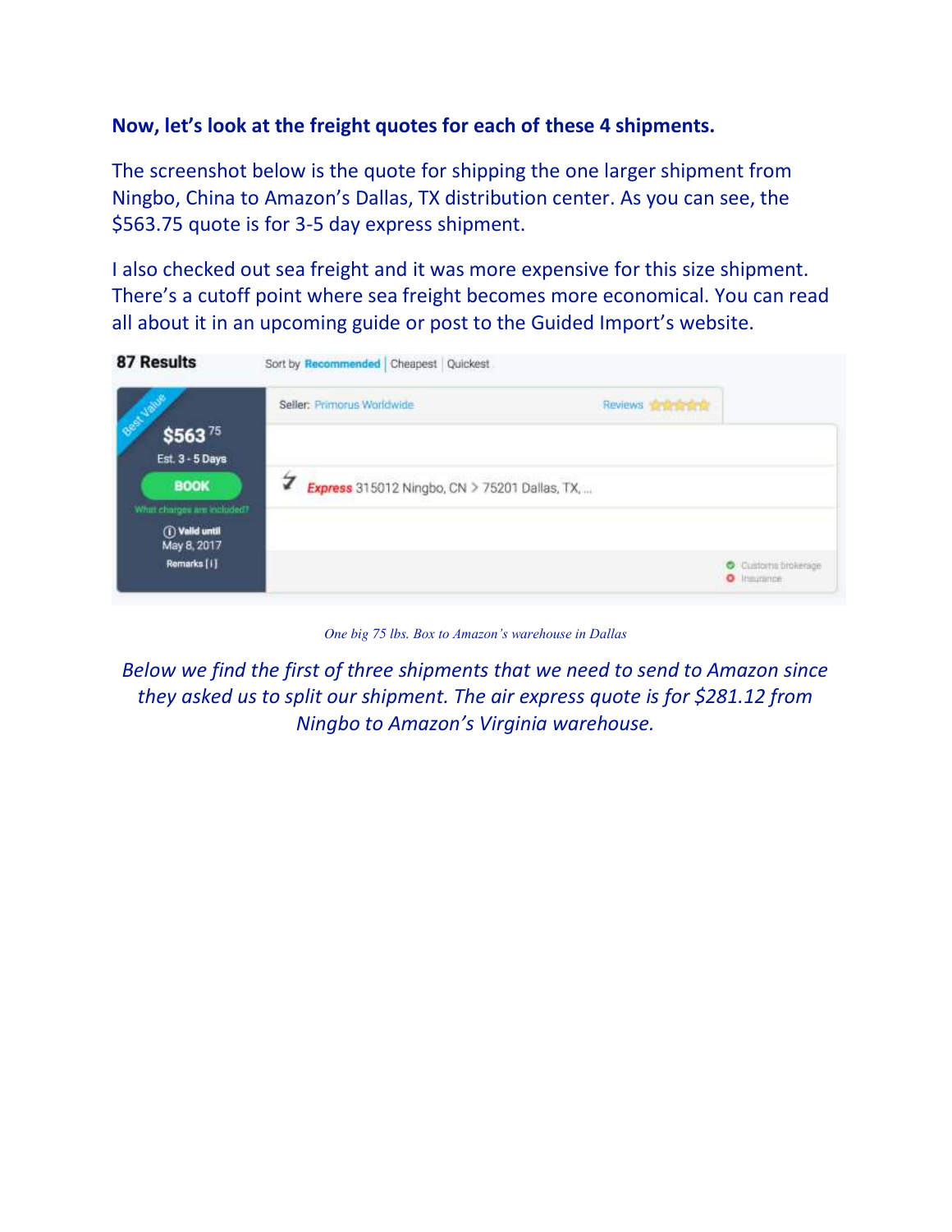**Now, let's look at the freight quotes for each of these 4 shipments.**

The screenshot below is the quote for shipping the one larger shipment from Ningbo, China to Amazon's Dallas, TX distribution center. As you can see, the $563.75 quote is for 3-5 day express shipment.

I also checked out sea freight and it was more expensive for this size shipment. There's a cutoff point where sea freight becomes more economical. You can read all about it in an upcoming guide or post to the Guided Import's website.

87 Results    Sort by Recommended | Cheapest | Quickest

Best Value
$563.75
Est. 3 - 5 Days
BOOK
What charges are included?
Valid until May 8, 2017
Remarks [1]

Seller: Primorus Worldwide    Reviews

Express 315012 Ningbo, CN > 75201 Dallas, TX, ...

Customs brokerage
Insurance

*One big 75 lbs. Box to Amazon's warehouse in Dallas*

*Below we find the first of three shipments that we need to send to Amazon since they asked us to split our shipment. The air express quote is for $281.12 from Ningbo to Amazon's Virginia warehouse.*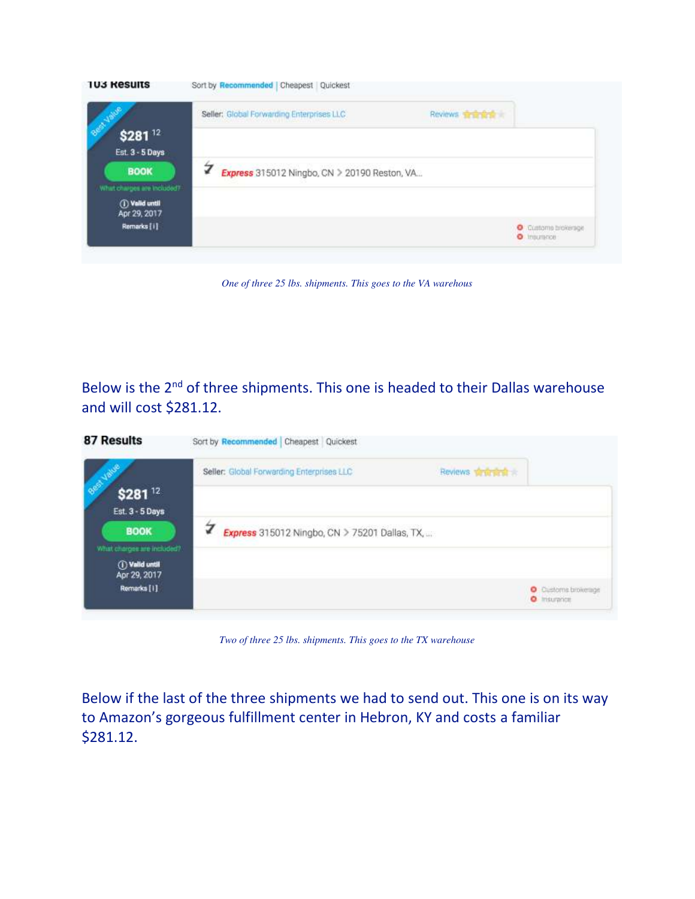103 Results    Sort by Recommended | Cheapest | Quickest

Best Value
$281 12
Est. 3 - 5 Days
BOOK
What charges are included?
Valid until Apr 29, 2017
Remarks [ i ]

Seller: Global Forwarding Enterprises LLC    Reviews

Express 315012 Ningbo, CN > 20190 Reston, VA...

Customs brokerage
Insurance

*One of three 25 lbs. shipments. This goes to the VA warehous*

Below is the 2nd of three shipments. This one is headed to their Dallas warehouse and will cost $281.12.

87 Results    Sort by Recommended | Cheapest | Quickest

Best Value
$281 12
Est. 3 - 5 Days
BOOK
What charges are included?
Valid until Apr 29, 2017
Remarks [ i ]

Seller: Global Forwarding Enterprises LLC    Reviews

Express 315012 Ningbo, CN > 75201 Dallas, TX, ...

Customs brokerage
Insurance

*Two of three 25 lbs. shipments. This goes to the TX warehouse*

Below if the last of the three shipments we had to send out. This one is on its way to Amazon's gorgeous fulfillment center in Hebron, KY and costs a familiar $281.12.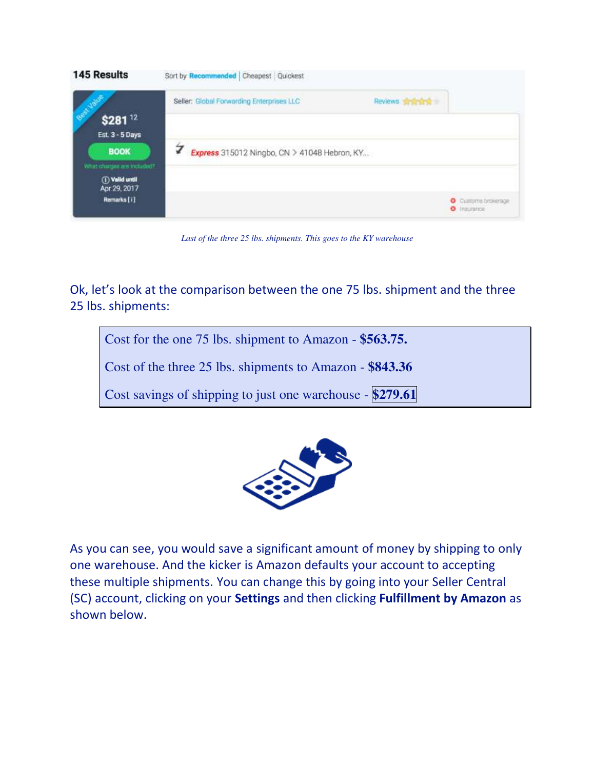*Last of the three 25 lbs. shipments. This goes to the KY warehouse*

Ok, let's look at the comparison between the one 75 lbs. shipment and the three 25 lbs. shipments:

> Cost for the one 75 lbs. shipment to Amazon - **$563.75.**
>
> Cost of the three 25 lbs. shipments to Amazon - **$843.36**
>
> Cost savings of shipping to just one warehouse - **$279.61**

As you can see, you would save a significant amount of money by shipping to only one warehouse. And the kicker is Amazon defaults your account to accepting these multiple shipments. You can change this by going into your Seller Central (SC) account, clicking on your **Settings** and then clicking **Fulfillment by Amazon** as shown below.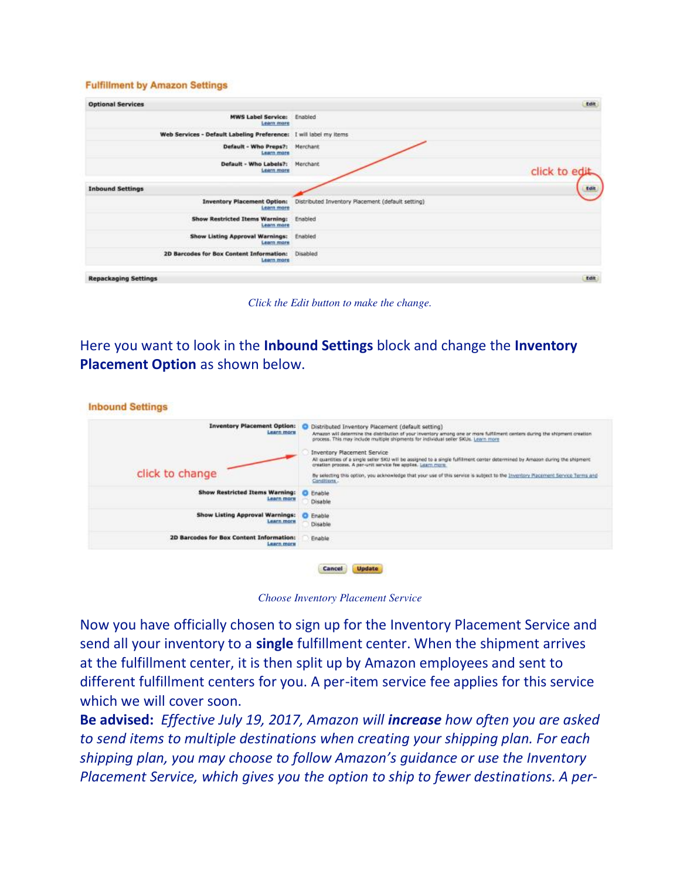*Click the Edit button to make the change.*

Here you want to look in the **Inbound Settings** block and change the **Inventory Placement Option** as shown below.

*Choose Inventory Placement Service*

Now you have officially chosen to sign up for the Inventory Placement Service and send all your inventory to a **single** fulfillment center. When the shipment arrives at the fulfillment center, it is then split up by Amazon employees and sent to different fulfillment centers for you. A per-item service fee applies for this service which we will cover soon.

**Be advised:** *Effective July 19, 2017, Amazon will* ***increase*** *how often you are asked to send items to multiple destinations when creating your shipping plan. For each shipping plan, you may choose to follow Amazon's guidance or use the Inventory Placement Service, which gives you the option to ship to fewer destinations. A per-*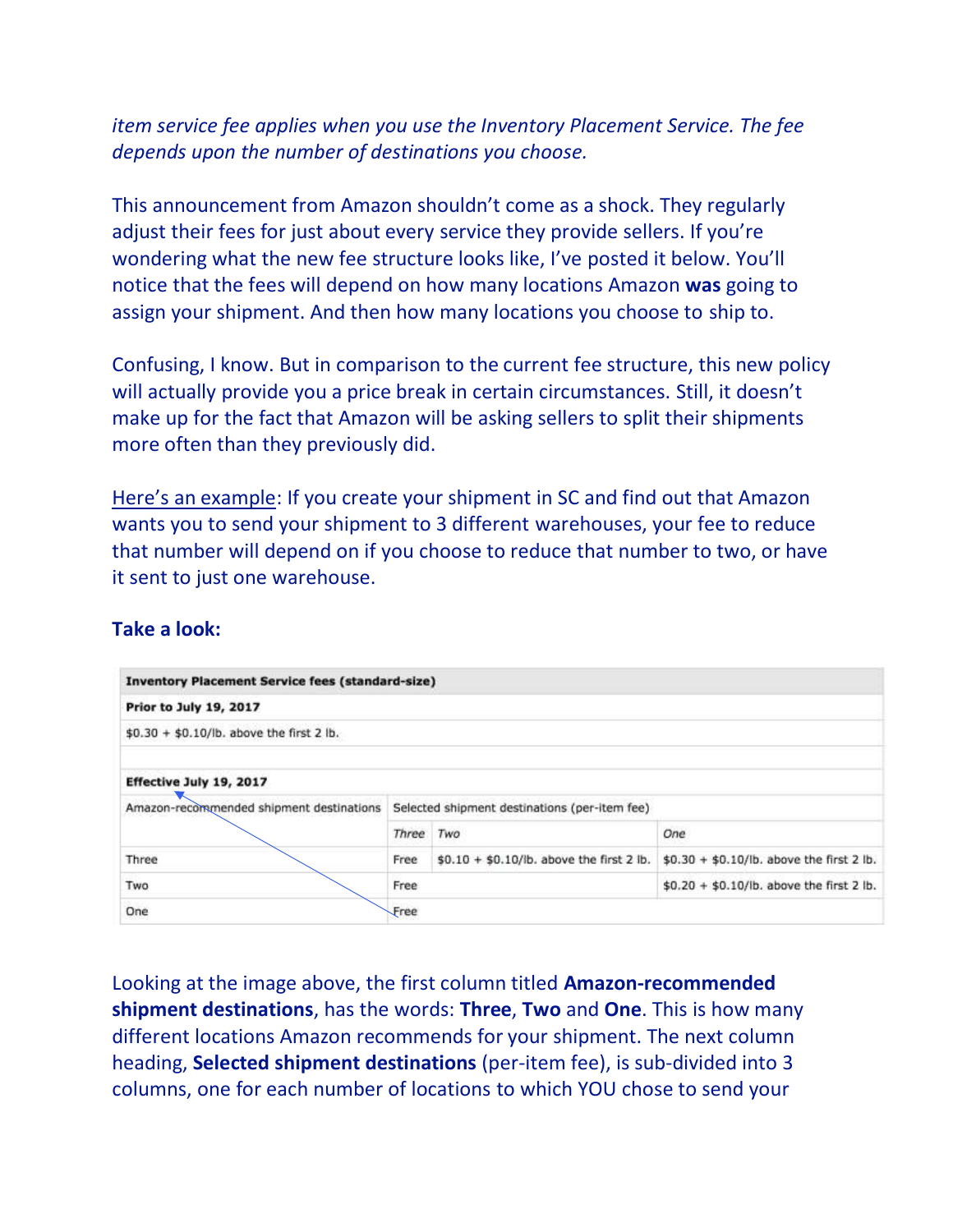*item service fee applies when you use the Inventory Placement Service. The fee depends upon the number of destinations you choose.*

This announcement from Amazon shouldn't come as a shock. They regularly adjust their fees for just about every service they provide sellers. If you're wondering what the new fee structure looks like, I've posted it below. You'll notice that the fees will depend on how many locations Amazon **was** going to assign your shipment. And then how many locations you choose to ship to.

Confusing, I know. But in comparison to the current fee structure, this new policy will actually provide you a price break in certain circumstances. Still, it doesn't make up for the fact that Amazon will be asking sellers to split their shipments more often than they previously did.

Here's an example: If you create your shipment in SC and find out that Amazon wants you to send your shipment to 3 different warehouses, your fee to reduce that number will depend on if you choose to reduce that number to two, or have it sent to just one warehouse.

**Take a look:**

| Inventory Placement Service fees (standard-size) | | | |
|---|---|---|---|
| **Prior to July 19, 2017** | | | |
| $0.30 + $0.10/lb. above the first 2 lb. | | | |
| **Effective July 19, 2017** | | | |
| Amazon-recommended shipment destinations | Selected shipment destinations (per-item fee) | | |
| | *Three* | *Two* | *One* |
| Three | Free | $0.10 + $0.10/lb. above the first 2 lb. | $0.30 + $0.10/lb. above the first 2 lb. |
| Two | Free | | $0.20 + $0.10/lb. above the first 2 lb. |
| One | Free | | |

Looking at the image above, the first column titled **Amazon-recommended shipment destinations**, has the words: **Three**, **Two** and **One**. This is how many different locations Amazon recommends for your shipment. The next column heading, **Selected shipment destinations** (per-item fee), is sub-divided into 3 columns, one for each number of locations to which YOU chose to send your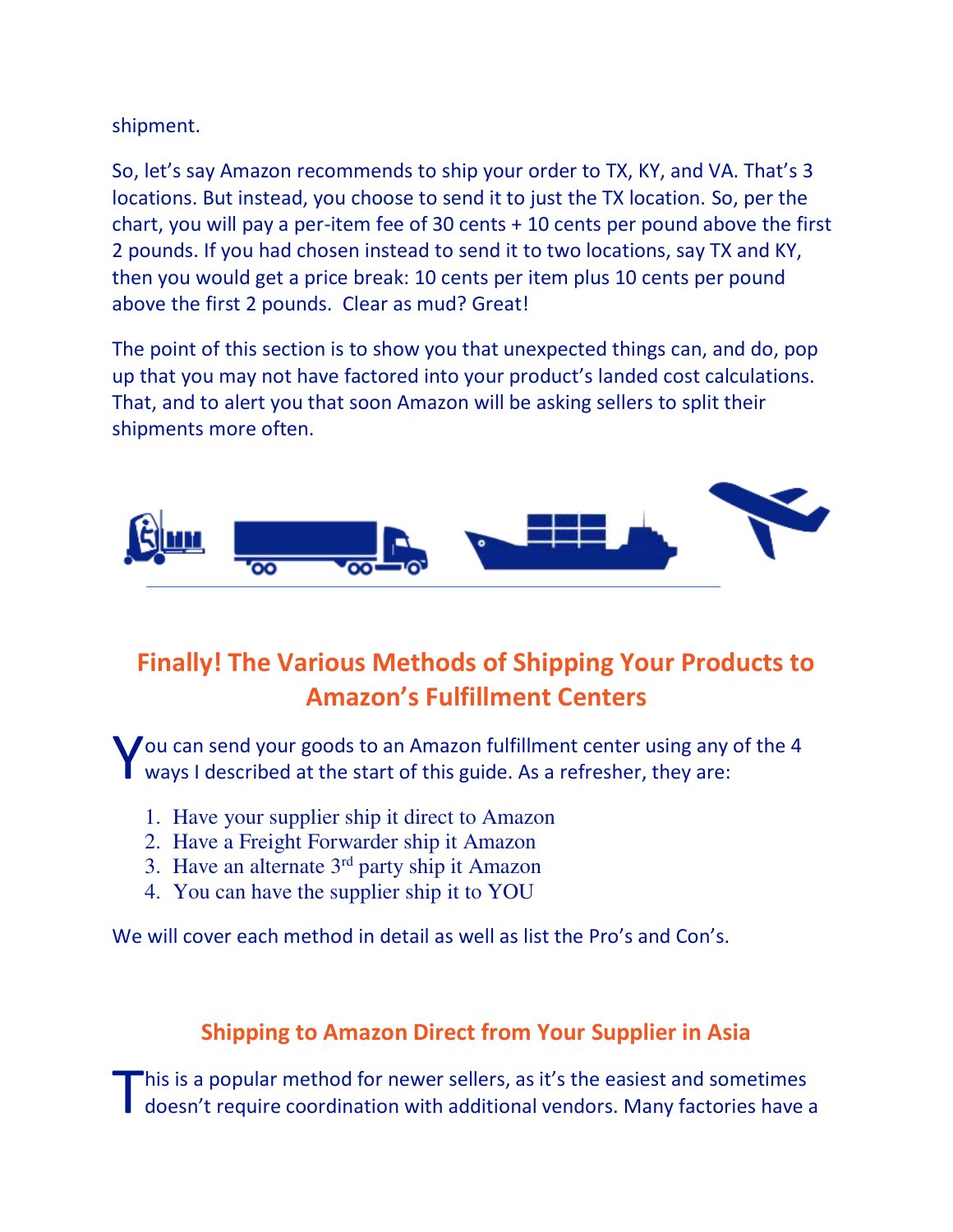shipment.

So, let's say Amazon recommends to ship your order to TX, KY, and VA. That's 3 locations. But instead, you choose to send it to just the TX location. So, per the chart, you will pay a per-item fee of 30 cents + 10 cents per pound above the first 2 pounds. If you had chosen instead to send it to two locations, say TX and KY, then you would get a price break: 10 cents per item plus 10 cents per pound above the first 2 pounds. Clear as mud? Great!

The point of this section is to show you that unexpected things can, and do, pop up that you may not have factored into your product's landed cost calculations. That, and to alert you that soon Amazon will be asking sellers to split their shipments more often.

## Finally! The Various Methods of Shipping Your Products to Amazon's Fulfillment Centers

You can send your goods to an Amazon fulfillment center using any of the 4 ways I described at the start of this guide. As a refresher, they are:

1. Have your supplier ship it direct to Amazon
2. Have a Freight Forwarder ship it Amazon
3. Have an alternate 3rd party ship it Amazon
4. You can have the supplier ship it to YOU

We will cover each method in detail as well as list the Pro's and Con's.

### Shipping to Amazon Direct from Your Supplier in Asia

This is a popular method for newer sellers, as it's the easiest and sometimes doesn't require coordination with additional vendors. Many factories have a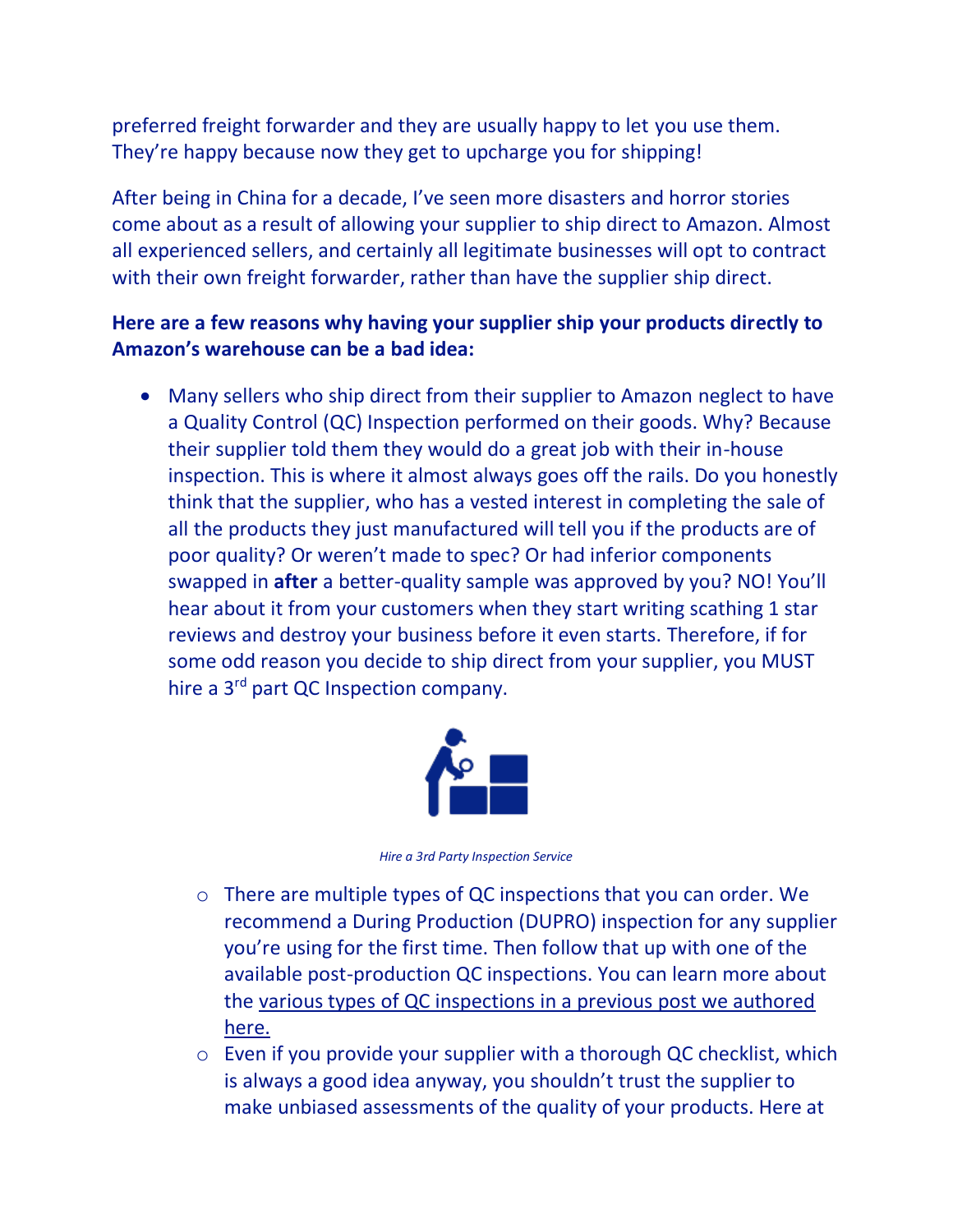preferred freight forwarder and they are usually happy to let you use them. They're happy because now they get to upcharge you for shipping!

After being in China for a decade, I've seen more disasters and horror stories come about as a result of allowing your supplier to ship direct to Amazon. Almost all experienced sellers, and certainly all legitimate businesses will opt to contract with their own freight forwarder, rather than have the supplier ship direct.

**Here are a few reasons why having your supplier ship your products directly to Amazon's warehouse can be a bad idea:**

- Many sellers who ship direct from their supplier to Amazon neglect to have a Quality Control (QC) Inspection performed on their goods. Why? Because their supplier told them they would do a great job with their in-house inspection. This is where it almost always goes off the rails. Do you honestly think that the supplier, who has a vested interest in completing the sale of all the products they just manufactured will tell you if the products are of poor quality? Or weren't made to spec? Or had inferior components swapped in **after** a better-quality sample was approved by you? NO! You'll hear about it from your customers when they start writing scathing 1 star reviews and destroy your business before it even starts. Therefore, if for some odd reason you decide to ship direct from your supplier, you MUST hire a 3rd part QC Inspection company.

*Hire a 3rd Party Inspection Service*

  - There are multiple types of QC inspections that you can order. We recommend a During Production (DUPRO) inspection for any supplier you're using for the first time. Then follow that up with one of the available post-production QC inspections. You can learn more about the various types of QC inspections in a previous post we authored here.
  - Even if you provide your supplier with a thorough QC checklist, which is always a good idea anyway, you shouldn't trust the supplier to make unbiased assessments of the quality of your products. Here at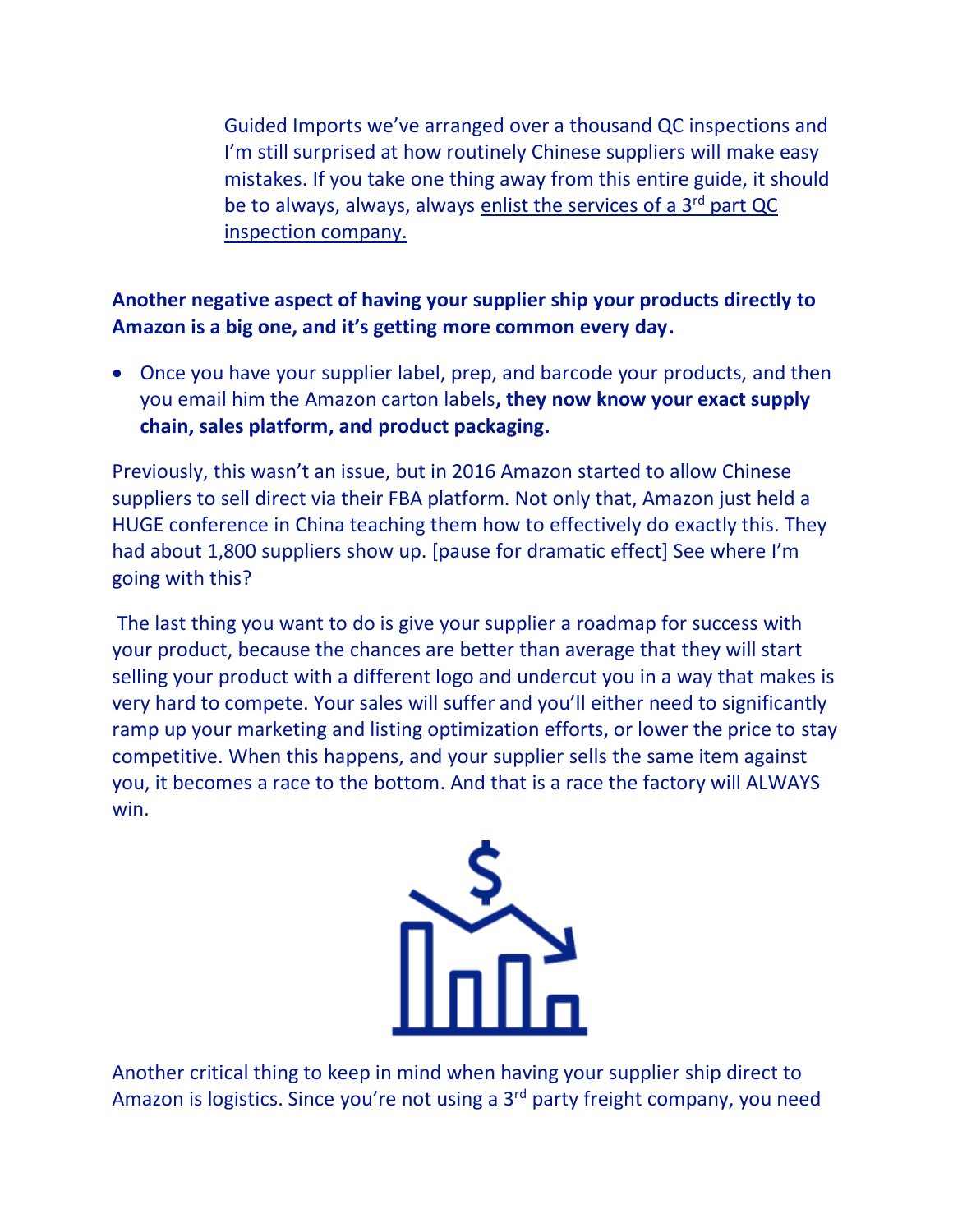Guided Imports we've arranged over a thousand QC inspections and I'm still surprised at how routinely Chinese suppliers will make easy mistakes. If you take one thing away from this entire guide, it should be to always, always, always enlist the services of a 3rd part QC inspection company.

**Another negative aspect of having your supplier ship your products directly to Amazon is a big one, and it's getting more common every day.**

- Once you have your supplier label, prep, and barcode your products, and then you email him the Amazon carton labels**, they now know your exact supply chain, sales platform, and product packaging.**

Previously, this wasn't an issue, but in 2016 Amazon started to allow Chinese suppliers to sell direct via their FBA platform. Not only that, Amazon just held a HUGE conference in China teaching them how to effectively do exactly this. They had about 1,800 suppliers show up. [pause for dramatic effect] See where I'm going with this?

The last thing you want to do is give your supplier a roadmap for success with your product, because the chances are better than average that they will start selling your product with a different logo and undercut you in a way that makes is very hard to compete. Your sales will suffer and you'll either need to significantly ramp up your marketing and listing optimization efforts, or lower the price to stay competitive. When this happens, and your supplier sells the same item against you, it becomes a race to the bottom. And that is a race the factory will ALWAYS win.

Another critical thing to keep in mind when having your supplier ship direct to Amazon is logistics. Since you're not using a 3rd party freight company, you need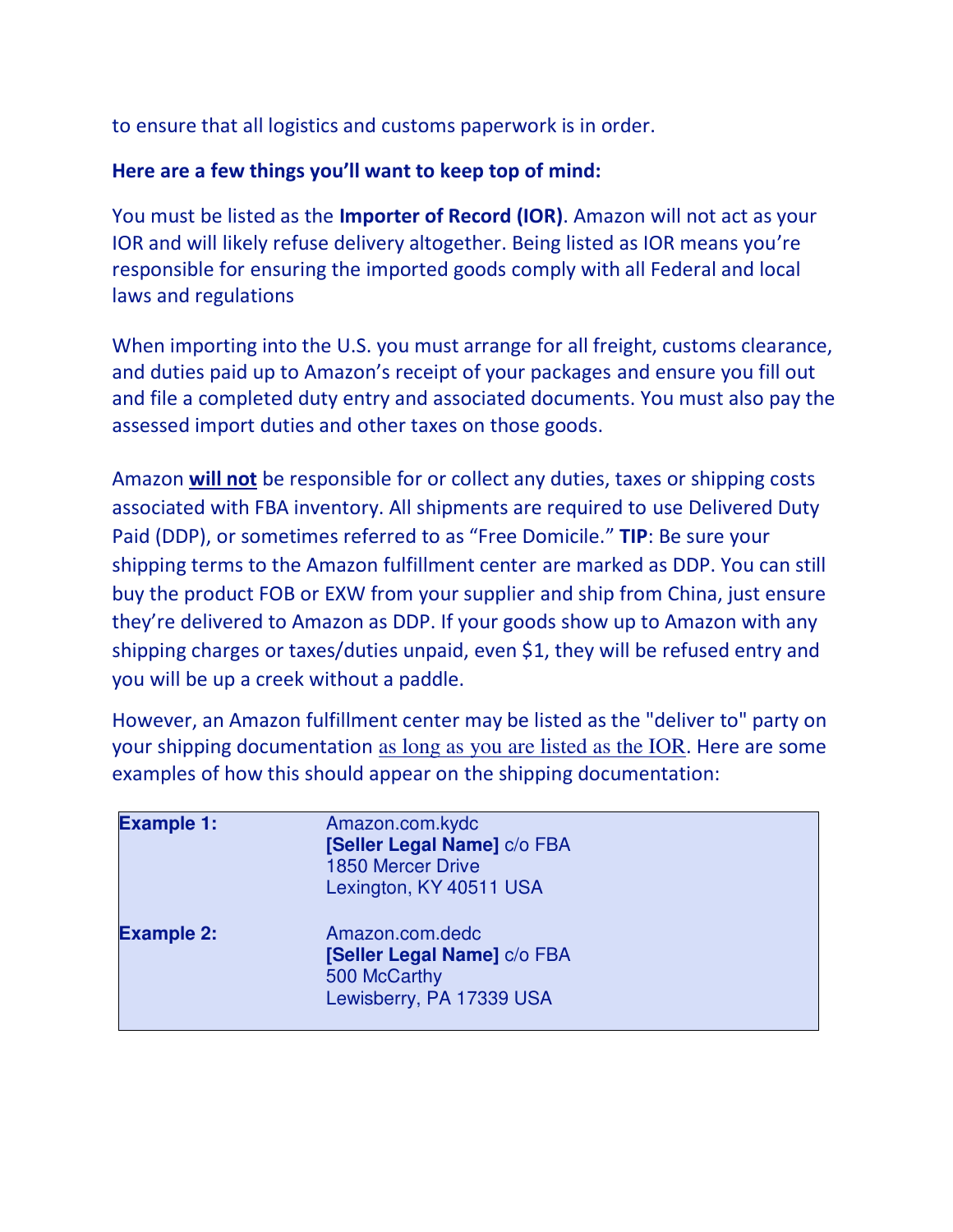to ensure that all logistics and customs paperwork is in order.

**Here are a few things you'll want to keep top of mind:**

You must be listed as the **Importer of Record (IOR)**. Amazon will not act as your IOR and will likely refuse delivery altogether. Being listed as IOR means you're responsible for ensuring the imported goods comply with all Federal and local laws and regulations

When importing into the U.S. you must arrange for all freight, customs clearance, and duties paid up to Amazon's receipt of your packages and ensure you fill out and file a completed duty entry and associated documents. You must also pay the assessed import duties and other taxes on those goods.

Amazon **will not** be responsible for or collect any duties, taxes or shipping costs associated with FBA inventory. All shipments are required to use Delivered Duty Paid (DDP), or sometimes referred to as "Free Domicile." **TIP**: Be sure your shipping terms to the Amazon fulfillment center are marked as DDP. You can still buy the product FOB or EXW from your supplier and ship from China, just ensure they're delivered to Amazon as DDP. If your goods show up to Amazon with any shipping charges or taxes/duties unpaid, even $1, they will be refused entry and you will be up a creek without a paddle.

However, an Amazon fulfillment center may be listed as the "deliver to" party on your shipping documentation as long as you are listed as the IOR. Here are some examples of how this should appear on the shipping documentation:

| | |
|---|---|
| **Example 1:** | Amazon.com.kydc<br>**[Seller Legal Name]** c/o FBA<br>1850 Mercer Drive<br>Lexington, KY 40511 USA |
| **Example 2:** | Amazon.com.dedc<br>**[Seller Legal Name]** c/o FBA<br>500 McCarthy<br>Lewisberry, PA 17339 USA |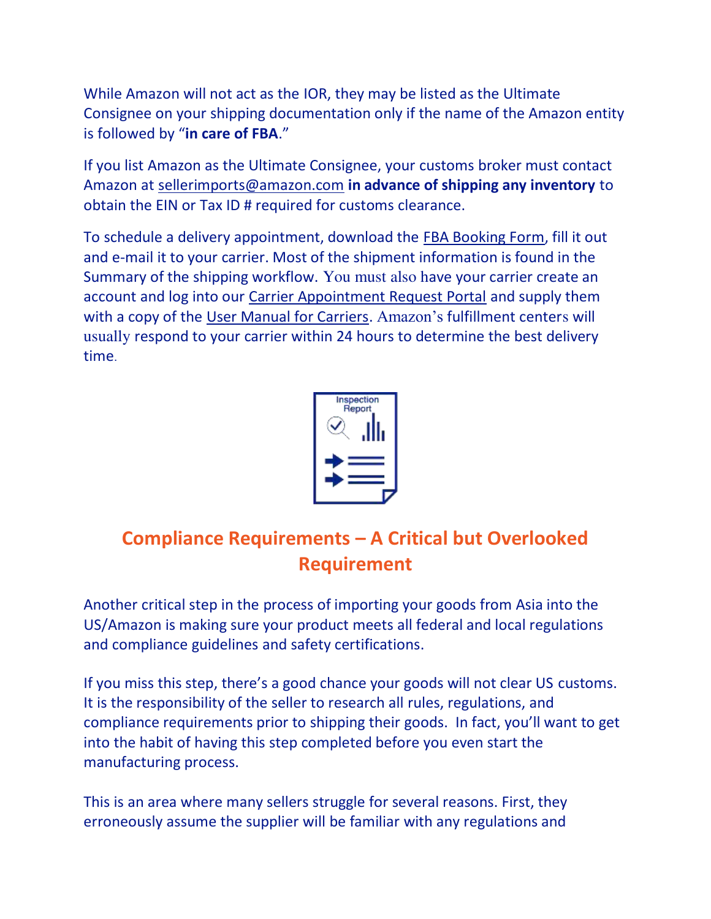While Amazon will not act as the IOR, they may be listed as the Ultimate Consignee on your shipping documentation only if the name of the Amazon entity is followed by "**in care of FBA**."

If you list Amazon as the Ultimate Consignee, your customs broker must contact Amazon at sellerimports@amazon.com **in advance of shipping any inventory** to obtain the EIN or Tax ID # required for customs clearance.

To schedule a delivery appointment, download the FBA Booking Form, fill it out and e-mail it to your carrier. Most of the shipment information is found in the Summary of the shipping workflow. You must also have your carrier create an account and log into our Carrier Appointment Request Portal and supply them with a copy of the User Manual for Carriers. Amazon's fulfillment centers will usually respond to your carrier within 24 hours to determine the best delivery time.

## Compliance Requirements – A Critical but Overlooked Requirement

Another critical step in the process of importing your goods from Asia into the US/Amazon is making sure your product meets all federal and local regulations and compliance guidelines and safety certifications.

If you miss this step, there's a good chance your goods will not clear US customs. It is the responsibility of the seller to research all rules, regulations, and compliance requirements prior to shipping their goods. In fact, you'll want to get into the habit of having this step completed before you even start the manufacturing process.

This is an area where many sellers struggle for several reasons. First, they erroneously assume the supplier will be familiar with any regulations and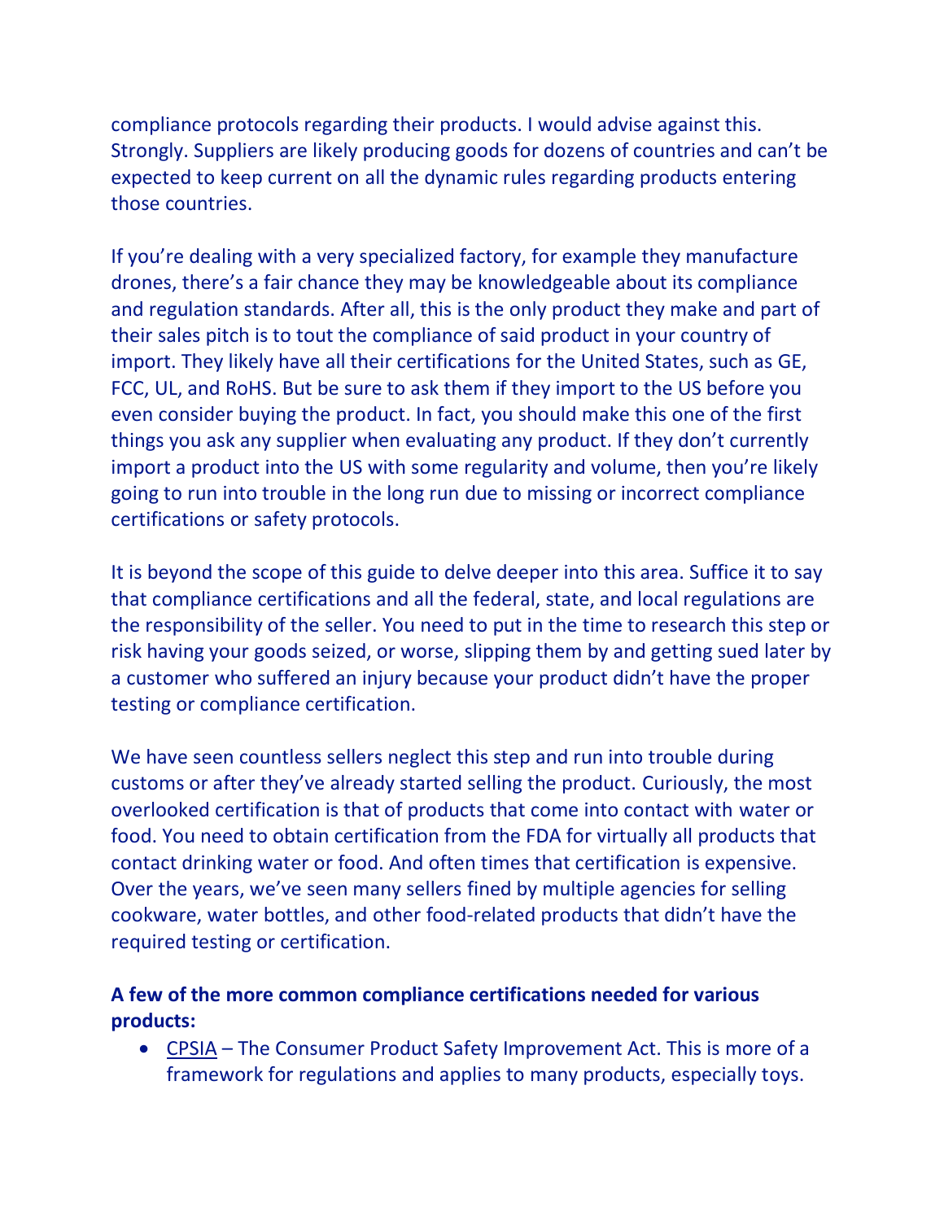compliance protocols regarding their products. I would advise against this. Strongly. Suppliers are likely producing goods for dozens of countries and can't be expected to keep current on all the dynamic rules regarding products entering those countries.

If you're dealing with a very specialized factory, for example they manufacture drones, there's a fair chance they may be knowledgeable about its compliance and regulation standards. After all, this is the only product they make and part of their sales pitch is to tout the compliance of said product in your country of import. They likely have all their certifications for the United States, such as GE, FCC, UL, and RoHS. But be sure to ask them if they import to the US before you even consider buying the product. In fact, you should make this one of the first things you ask any supplier when evaluating any product. If they don't currently import a product into the US with some regularity and volume, then you're likely going to run into trouble in the long run due to missing or incorrect compliance certifications or safety protocols.

It is beyond the scope of this guide to delve deeper into this area. Suffice it to say that compliance certifications and all the federal, state, and local regulations are the responsibility of the seller. You need to put in the time to research this step or risk having your goods seized, or worse, slipping them by and getting sued later by a customer who suffered an injury because your product didn't have the proper testing or compliance certification.

We have seen countless sellers neglect this step and run into trouble during customs or after they've already started selling the product. Curiously, the most overlooked certification is that of products that come into contact with water or food. You need to obtain certification from the FDA for virtually all products that contact drinking water or food. And often times that certification is expensive. Over the years, we've seen many sellers fined by multiple agencies for selling cookware, water bottles, and other food-related products that didn't have the required testing or certification.

**A few of the more common compliance certifications needed for various products:**

- CPSIA – The Consumer Product Safety Improvement Act. This is more of a framework for regulations and applies to many products, especially toys.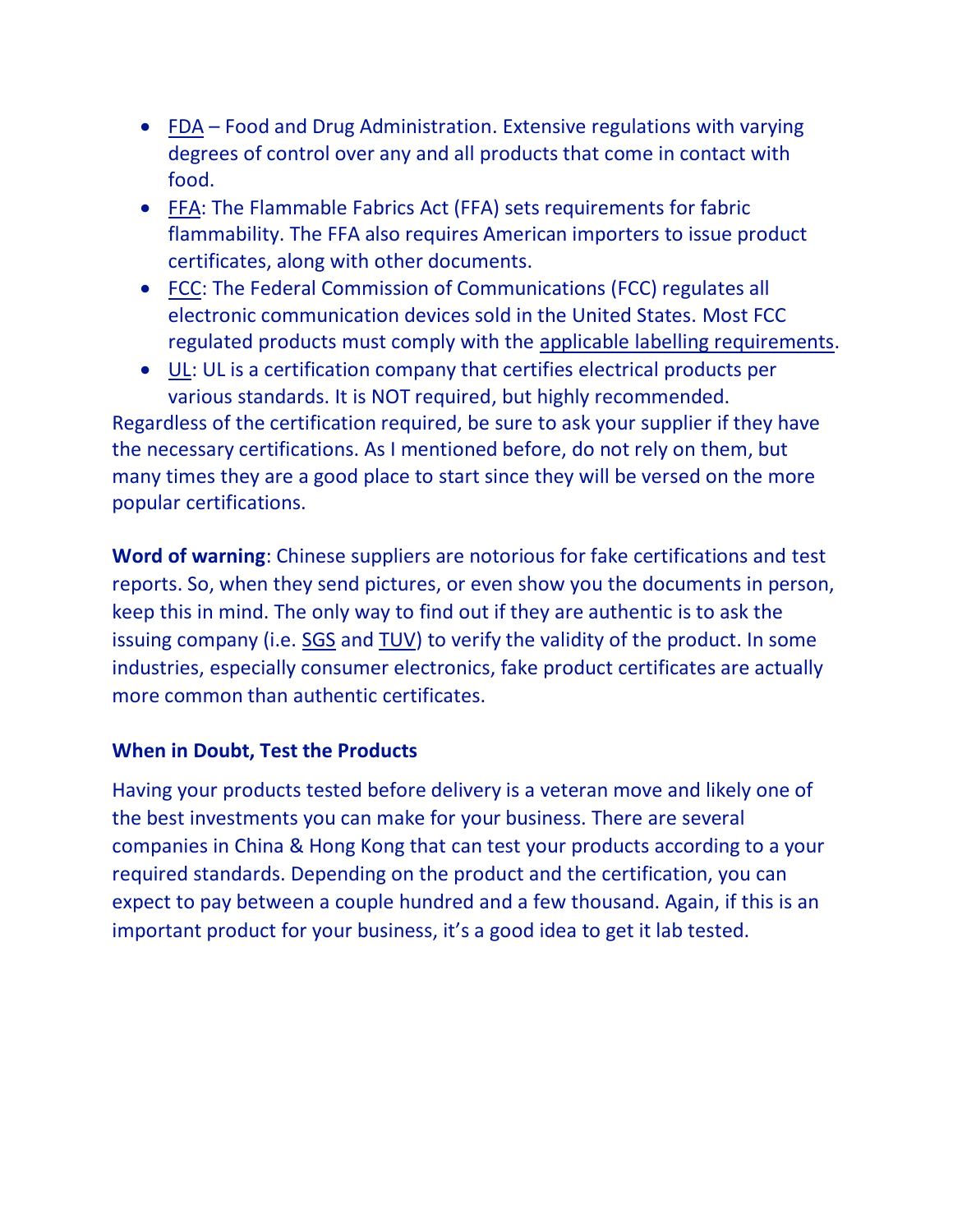- FDA – Food and Drug Administration. Extensive regulations with varying degrees of control over any and all products that come in contact with food.
- FFA: The Flammable Fabrics Act (FFA) sets requirements for fabric flammability. The FFA also requires American importers to issue product certificates, along with other documents.
- FCC: The Federal Commission of Communications (FCC) regulates all electronic communication devices sold in the United States. Most FCC regulated products must comply with the applicable labelling requirements.
- UL: UL is a certification company that certifies electrical products per various standards. It is NOT required, but highly recommended.

Regardless of the certification required, be sure to ask your supplier if they have the necessary certifications. As I mentioned before, do not rely on them, but many times they are a good place to start since they will be versed on the more popular certifications.

**Word of warning**: Chinese suppliers are notorious for fake certifications and test reports. So, when they send pictures, or even show you the documents in person, keep this in mind. The only way to find out if they are authentic is to ask the issuing company (i.e. SGS and TUV) to verify the validity of the product. In some industries, especially consumer electronics, fake product certificates are actually more common than authentic certificates.

**When in Doubt, Test the Products**

Having your products tested before delivery is a veteran move and likely one of the best investments you can make for your business. There are several companies in China & Hong Kong that can test your products according to a your required standards. Depending on the product and the certification, you can expect to pay between a couple hundred and a few thousand. Again, if this is an important product for your business, it's a good idea to get it lab tested.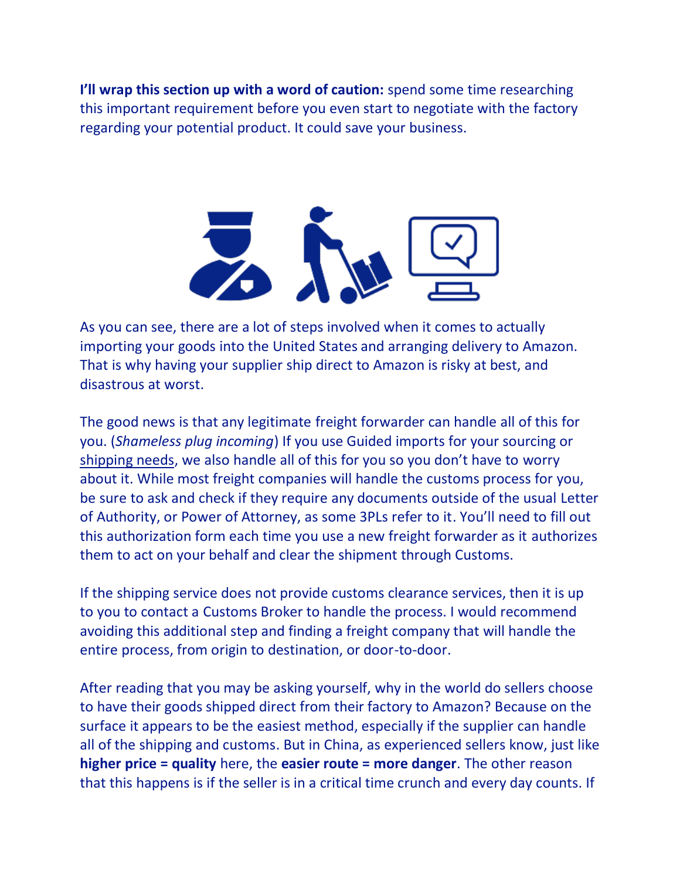**I'll wrap this section up with a word of caution:** spend some time researching this important requirement before you even start to negotiate with the factory regarding your potential product. It could save your business.

As you can see, there are a lot of steps involved when it comes to actually importing your goods into the United States and arranging delivery to Amazon. That is why having your supplier ship direct to Amazon is risky at best, and disastrous at worst.

The good news is that any legitimate freight forwarder can handle all of this for you. (*Shameless plug incoming*) If you use Guided imports for your sourcing or shipping needs, we also handle all of this for you so you don't have to worry about it. While most freight companies will handle the customs process for you, be sure to ask and check if they require any documents outside of the usual Letter of Authority, or Power of Attorney, as some 3PLs refer to it. You'll need to fill out this authorization form each time you use a new freight forwarder as it authorizes them to act on your behalf and clear the shipment through Customs.

If the shipping service does not provide customs clearance services, then it is up to you to contact a Customs Broker to handle the process. I would recommend avoiding this additional step and finding a freight company that will handle the entire process, from origin to destination, or door-to-door.

After reading that you may be asking yourself, why in the world do sellers choose to have their goods shipped direct from their factory to Amazon? Because on the surface it appears to be the easiest method, especially if the supplier can handle all of the shipping and customs. But in China, as experienced sellers know, just like **higher price = quality** here, the **easier route = more danger**. The other reason that this happens is if the seller is in a critical time crunch and every day counts. If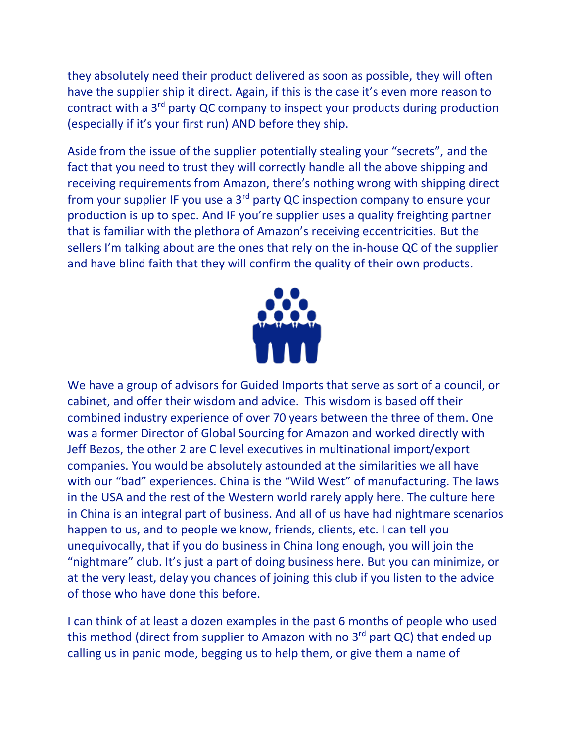they absolutely need their product delivered as soon as possible, they will often have the supplier ship it direct. Again, if this is the case it's even more reason to contract with a 3rd party QC company to inspect your products during production (especially if it's your first run) AND before they ship.

Aside from the issue of the supplier potentially stealing your "secrets", and the fact that you need to trust they will correctly handle all the above shipping and receiving requirements from Amazon, there's nothing wrong with shipping direct from your supplier IF you use a 3rd party QC inspection company to ensure your production is up to spec. And IF you're supplier uses a quality freighting partner that is familiar with the plethora of Amazon's receiving eccentricities. But the sellers I'm talking about are the ones that rely on the in-house QC of the supplier and have blind faith that they will confirm the quality of their own products.

We have a group of advisors for Guided Imports that serve as sort of a council, or cabinet, and offer their wisdom and advice. This wisdom is based off their combined industry experience of over 70 years between the three of them. One was a former Director of Global Sourcing for Amazon and worked directly with Jeff Bezos, the other 2 are C level executives in multinational import/export companies. You would be absolutely astounded at the similarities we all have with our "bad" experiences. China is the "Wild West" of manufacturing. The laws in the USA and the rest of the Western world rarely apply here. The culture here in China is an integral part of business. And all of us have had nightmare scenarios happen to us, and to people we know, friends, clients, etc. I can tell you unequivocally, that if you do business in China long enough, you will join the "nightmare" club. It's just a part of doing business here. But you can minimize, or at the very least, delay you chances of joining this club if you listen to the advice of those who have done this before.

I can think of at least a dozen examples in the past 6 months of people who used this method (direct from supplier to Amazon with no 3rd part QC) that ended up calling us in panic mode, begging us to help them, or give them a name of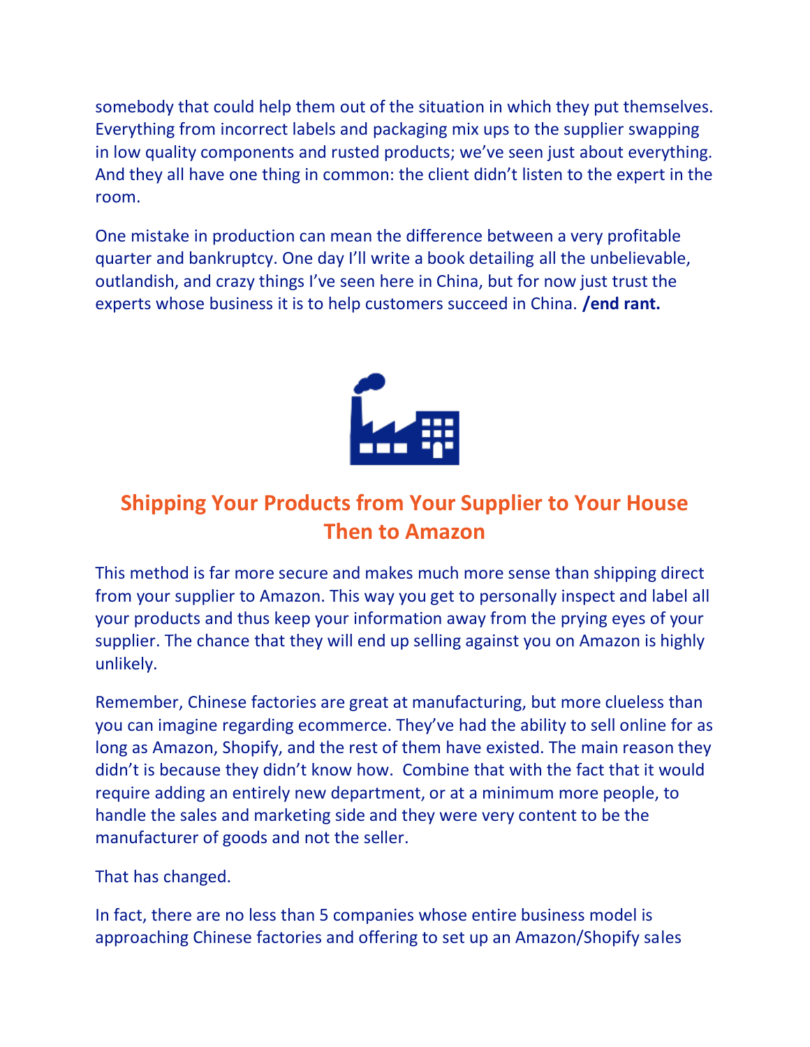somebody that could help them out of the situation in which they put themselves. Everything from incorrect labels and packaging mix ups to the supplier swapping in low quality components and rusted products; we've seen just about everything. And they all have one thing in common: the client didn't listen to the expert in the room.

One mistake in production can mean the difference between a very profitable quarter and bankruptcy. One day I'll write a book detailing all the unbelievable, outlandish, and crazy things I've seen here in China, but for now just trust the experts whose business it is to help customers succeed in China. **/end rant.**

## Shipping Your Products from Your Supplier to Your House Then to Amazon

This method is far more secure and makes much more sense than shipping direct from your supplier to Amazon. This way you get to personally inspect and label all your products and thus keep your information away from the prying eyes of your supplier. The chance that they will end up selling against you on Amazon is highly unlikely.

Remember, Chinese factories are great at manufacturing, but more clueless than you can imagine regarding ecommerce. They've had the ability to sell online for as long as Amazon, Shopify, and the rest of them have existed. The main reason they didn't is because they didn't know how. Combine that with the fact that it would require adding an entirely new department, or at a minimum more people, to handle the sales and marketing side and they were very content to be the manufacturer of goods and not the seller.

That has changed.

In fact, there are no less than 5 companies whose entire business model is approaching Chinese factories and offering to set up an Amazon/Shopify sales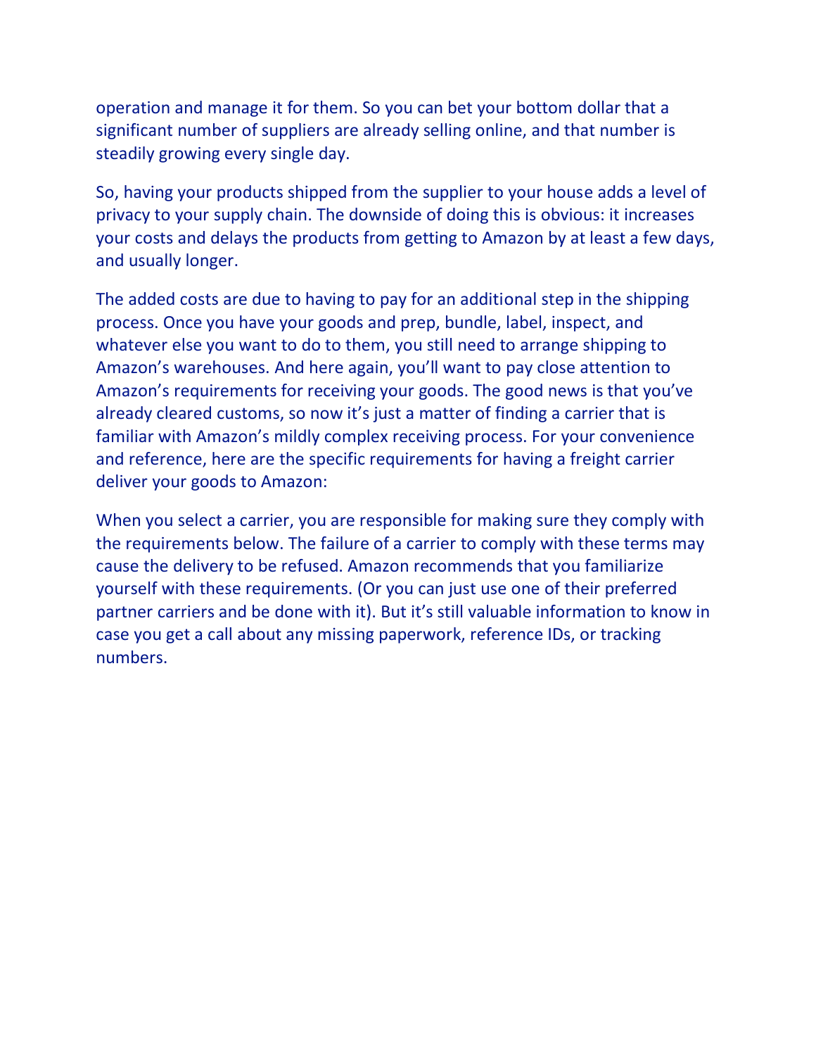operation and manage it for them. So you can bet your bottom dollar that a significant number of suppliers are already selling online, and that number is steadily growing every single day.

So, having your products shipped from the supplier to your house adds a level of privacy to your supply chain. The downside of doing this is obvious: it increases your costs and delays the products from getting to Amazon by at least a few days, and usually longer.

The added costs are due to having to pay for an additional step in the shipping process. Once you have your goods and prep, bundle, label, inspect, and whatever else you want to do to them, you still need to arrange shipping to Amazon's warehouses. And here again, you'll want to pay close attention to Amazon's requirements for receiving your goods. The good news is that you've already cleared customs, so now it's just a matter of finding a carrier that is familiar with Amazon's mildly complex receiving process. For your convenience and reference, here are the specific requirements for having a freight carrier deliver your goods to Amazon:

When you select a carrier, you are responsible for making sure they comply with the requirements below. The failure of a carrier to comply with these terms may cause the delivery to be refused. Amazon recommends that you familiarize yourself with these requirements. (Or you can just use one of their preferred partner carriers and be done with it). But it's still valuable information to know in case you get a call about any missing paperwork, reference IDs, or tracking numbers.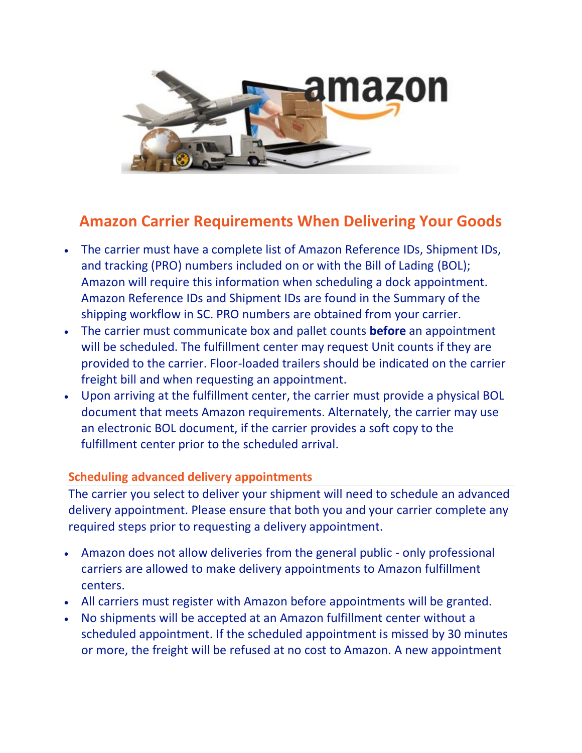## Amazon Carrier Requirements When Delivering Your Goods

- The carrier must have a complete list of Amazon Reference IDs, Shipment IDs, and tracking (PRO) numbers included on or with the Bill of Lading (BOL); Amazon will require this information when scheduling a dock appointment. Amazon Reference IDs and Shipment IDs are found in the Summary of the shipping workflow in SC. PRO numbers are obtained from your carrier.
- The carrier must communicate box and pallet counts **before** an appointment will be scheduled. The fulfillment center may request Unit counts if they are provided to the carrier. Floor-loaded trailers should be indicated on the carrier freight bill and when requesting an appointment.
- Upon arriving at the fulfillment center, the carrier must provide a physical BOL document that meets Amazon requirements. Alternately, the carrier may use an electronic BOL document, if the carrier provides a soft copy to the fulfillment center prior to the scheduled arrival.

### Scheduling advanced delivery appointments

The carrier you select to deliver your shipment will need to schedule an advanced delivery appointment. Please ensure that both you and your carrier complete any required steps prior to requesting a delivery appointment.

- Amazon does not allow deliveries from the general public - only professional carriers are allowed to make delivery appointments to Amazon fulfillment centers.
- All carriers must register with Amazon before appointments will be granted.
- No shipments will be accepted at an Amazon fulfillment center without a scheduled appointment. If the scheduled appointment is missed by 30 minutes or more, the freight will be refused at no cost to Amazon. A new appointment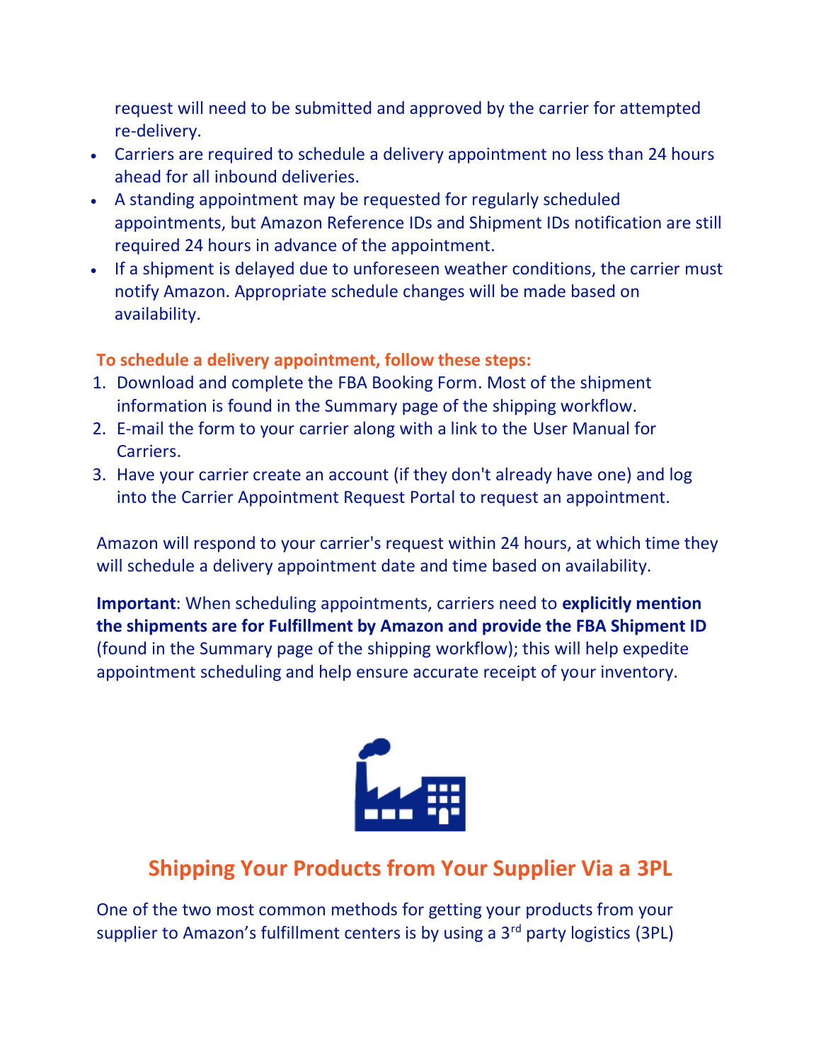request will need to be submitted and approved by the carrier for attempted re-delivery.

- Carriers are required to schedule a delivery appointment no less than 24 hours ahead for all inbound deliveries.
- A standing appointment may be requested for regularly scheduled appointments, but Amazon Reference IDs and Shipment IDs notification are still required 24 hours in advance of the appointment.
- If a shipment is delayed due to unforeseen weather conditions, the carrier must notify Amazon. Appropriate schedule changes will be made based on availability.

**To schedule a delivery appointment, follow these steps:**

1. Download and complete the FBA Booking Form. Most of the shipment information is found in the Summary page of the shipping workflow.
2. E-mail the form to your carrier along with a link to the User Manual for Carriers.
3. Have your carrier create an account (if they don't already have one) and log into the Carrier Appointment Request Portal to request an appointment.

Amazon will respond to your carrier's request within 24 hours, at which time they will schedule a delivery appointment date and time based on availability.

**Important**: When scheduling appointments, carriers need to **explicitly mention the shipments are for Fulfillment by Amazon and provide the FBA Shipment ID** (found in the Summary page of the shipping workflow); this will help expedite appointment scheduling and help ensure accurate receipt of your inventory.

## Shipping Your Products from Your Supplier Via a 3PL

One of the two most common methods for getting your products from your supplier to Amazon's fulfillment centers is by using a 3rd party logistics (3PL)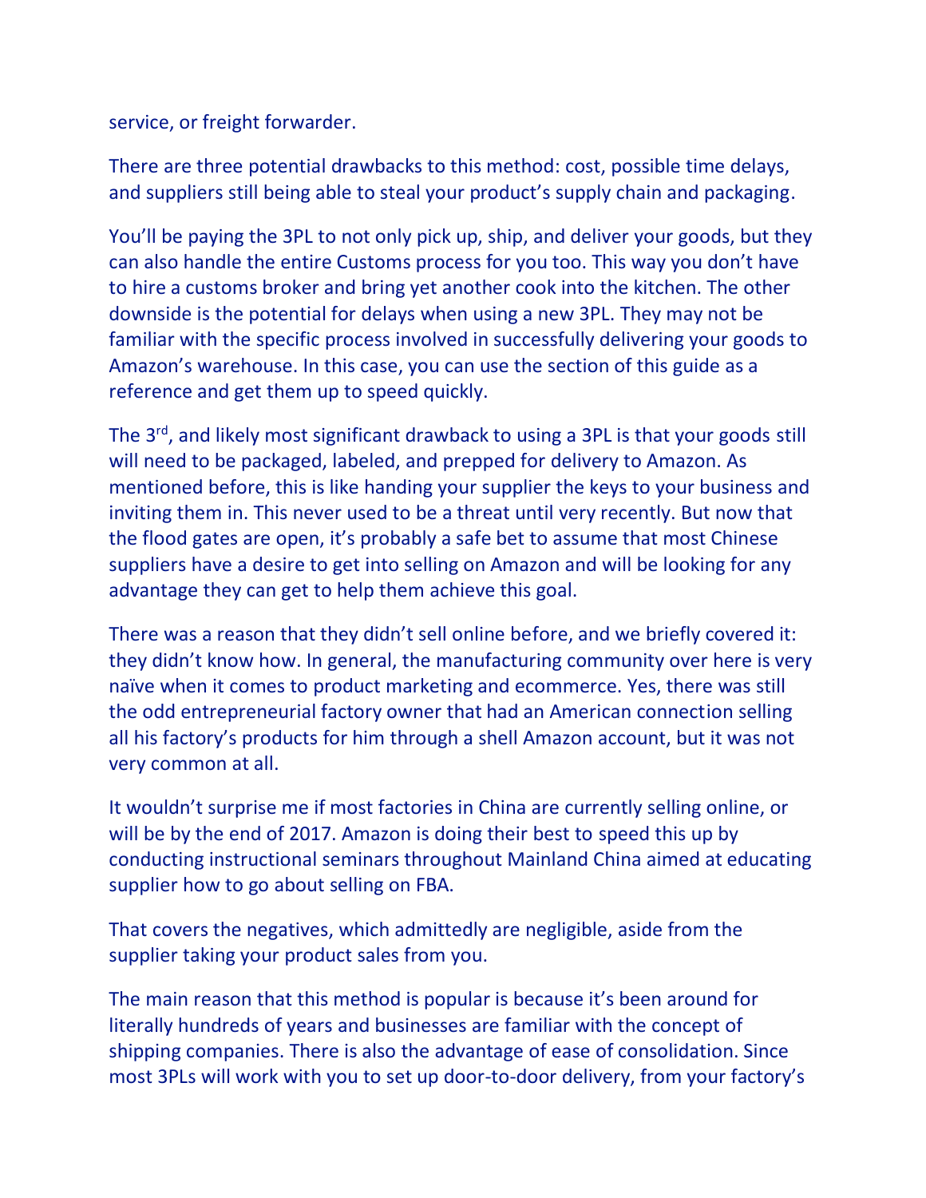service, or freight forwarder.

There are three potential drawbacks to this method: cost, possible time delays, and suppliers still being able to steal your product's supply chain and packaging.

You'll be paying the 3PL to not only pick up, ship, and deliver your goods, but they can also handle the entire Customs process for you too. This way you don't have to hire a customs broker and bring yet another cook into the kitchen. The other downside is the potential for delays when using a new 3PL. They may not be familiar with the specific process involved in successfully delivering your goods to Amazon's warehouse. In this case, you can use the section of this guide as a reference and get them up to speed quickly.

The 3rd, and likely most significant drawback to using a 3PL is that your goods still will need to be packaged, labeled, and prepped for delivery to Amazon. As mentioned before, this is like handing your supplier the keys to your business and inviting them in. This never used to be a threat until very recently. But now that the flood gates are open, it's probably a safe bet to assume that most Chinese suppliers have a desire to get into selling on Amazon and will be looking for any advantage they can get to help them achieve this goal.

There was a reason that they didn't sell online before, and we briefly covered it: they didn't know how. In general, the manufacturing community over here is very naïve when it comes to product marketing and ecommerce. Yes, there was still the odd entrepreneurial factory owner that had an American connection selling all his factory's products for him through a shell Amazon account, but it was not very common at all.

It wouldn't surprise me if most factories in China are currently selling online, or will be by the end of 2017. Amazon is doing their best to speed this up by conducting instructional seminars throughout Mainland China aimed at educating supplier how to go about selling on FBA.

That covers the negatives, which admittedly are negligible, aside from the supplier taking your product sales from you.

The main reason that this method is popular is because it's been around for literally hundreds of years and businesses are familiar with the concept of shipping companies. There is also the advantage of ease of consolidation. Since most 3PLs will work with you to set up door-to-door delivery, from your factory's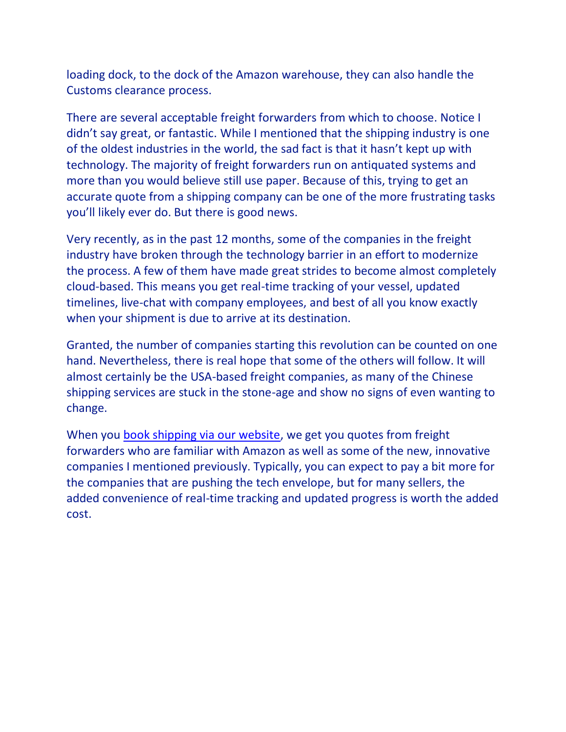loading dock, to the dock of the Amazon warehouse, they can also handle the Customs clearance process.

There are several acceptable freight forwarders from which to choose. Notice I didn't say great, or fantastic. While I mentioned that the shipping industry is one of the oldest industries in the world, the sad fact is that it hasn't kept up with technology. The majority of freight forwarders run on antiquated systems and more than you would believe still use paper. Because of this, trying to get an accurate quote from a shipping company can be one of the more frustrating tasks you'll likely ever do. But there is good news.

Very recently, as in the past 12 months, some of the companies in the freight industry have broken through the technology barrier in an effort to modernize the process. A few of them have made great strides to become almost completely cloud-based. This means you get real-time tracking of your vessel, updated timelines, live-chat with company employees, and best of all you know exactly when your shipment is due to arrive at its destination.

Granted, the number of companies starting this revolution can be counted on one hand. Nevertheless, there is real hope that some of the others will follow. It will almost certainly be the USA-based freight companies, as many of the Chinese shipping services are stuck in the stone-age and show no signs of even wanting to change.

When you book shipping via our website, we get you quotes from freight forwarders who are familiar with Amazon as well as some of the new, innovative companies I mentioned previously. Typically, you can expect to pay a bit more for the companies that are pushing the tech envelope, but for many sellers, the added convenience of real-time tracking and updated progress is worth the added cost.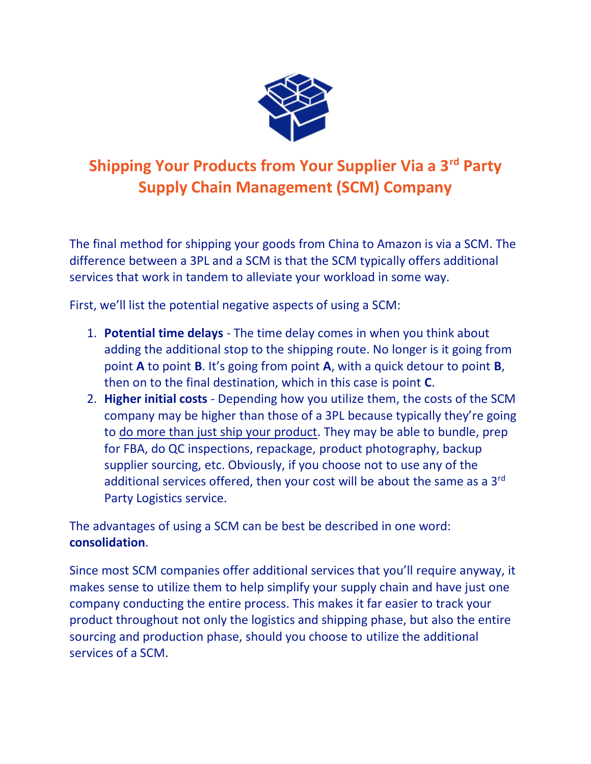# Shipping Your Products from Your Supplier Via a 3rd Party Supply Chain Management (SCM) Company

The final method for shipping your goods from China to Amazon is via a SCM. The difference between a 3PL and a SCM is that the SCM typically offers additional services that work in tandem to alleviate your workload in some way.

First, we'll list the potential negative aspects of using a SCM:

1. **Potential time delays** - The time delay comes in when you think about adding the additional stop to the shipping route. No longer is it going from point **A** to point **B**. It's going from point **A**, with a quick detour to point **B**, then on to the final destination, which in this case is point **C**.
2. **Higher initial costs** - Depending how you utilize them, the costs of the SCM company may be higher than those of a 3PL because typically they're going to do more than just ship your product. They may be able to bundle, prep for FBA, do QC inspections, repackage, product photography, backup supplier sourcing, etc. Obviously, if you choose not to use any of the additional services offered, then your cost will be about the same as a 3rd Party Logistics service.

The advantages of using a SCM can be best be described in one word: **consolidation**.

Since most SCM companies offer additional services that you'll require anyway, it makes sense to utilize them to help simplify your supply chain and have just one company conducting the entire process. This makes it far easier to track your product throughout not only the logistics and shipping phase, but also the entire sourcing and production phase, should you choose to utilize the additional services of a SCM.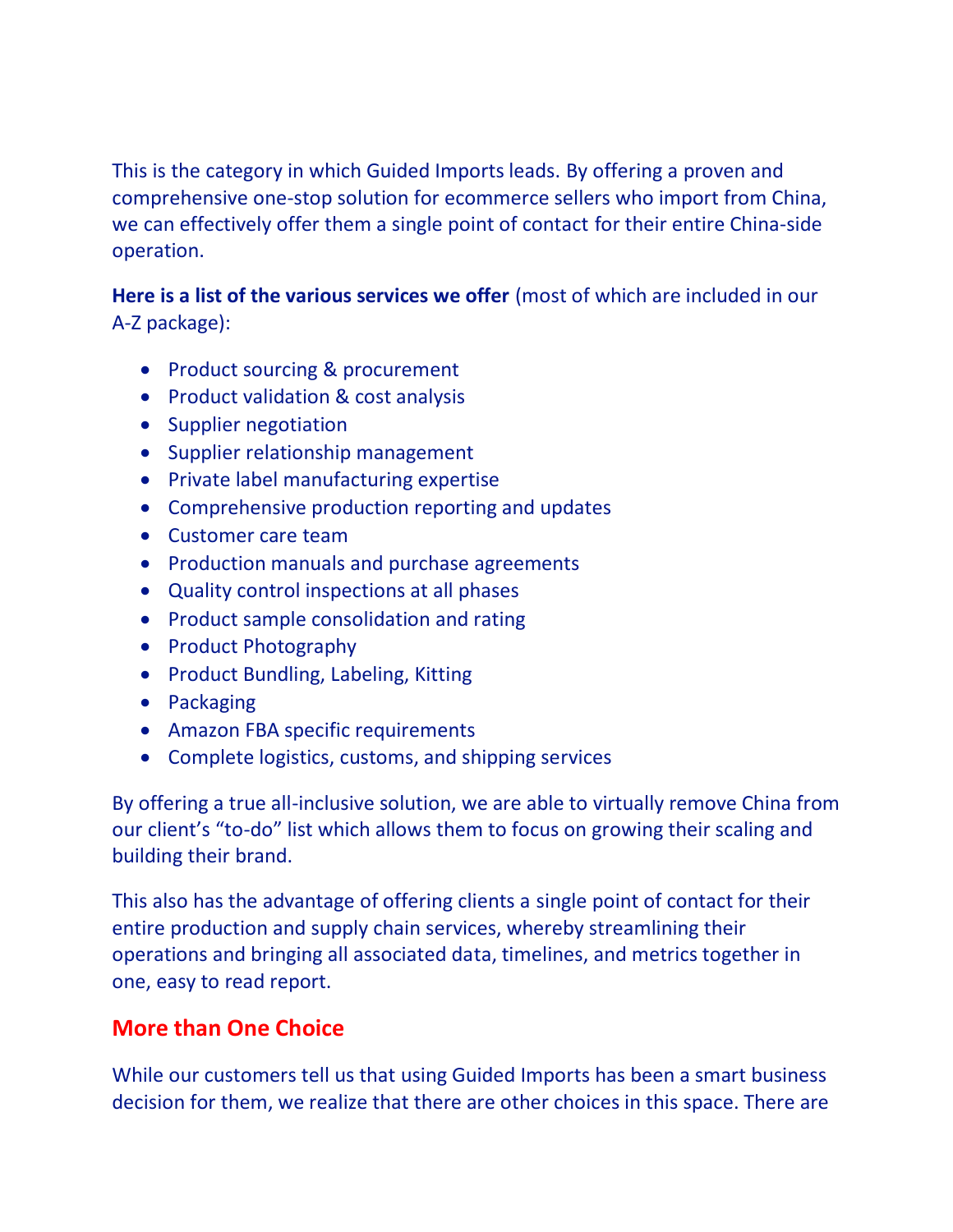This is the category in which Guided Imports leads. By offering a proven and comprehensive one-stop solution for ecommerce sellers who import from China, we can effectively offer them a single point of contact for their entire China-side operation.

**Here is a list of the various services we offer** (most of which are included in our A-Z package):

- Product sourcing & procurement
- Product validation & cost analysis
- Supplier negotiation
- Supplier relationship management
- Private label manufacturing expertise
- Comprehensive production reporting and updates
- Customer care team
- Production manuals and purchase agreements
- Quality control inspections at all phases
- Product sample consolidation and rating
- Product Photography
- Product Bundling, Labeling, Kitting
- Packaging
- Amazon FBA specific requirements
- Complete logistics, customs, and shipping services

By offering a true all-inclusive solution, we are able to virtually remove China from our client's "to-do" list which allows them to focus on growing their scaling and building their brand.

This also has the advantage of offering clients a single point of contact for their entire production and supply chain services, whereby streamlining their operations and bringing all associated data, timelines, and metrics together in one, easy to read report.

## More than One Choice

While our customers tell us that using Guided Imports has been a smart business decision for them, we realize that there are other choices in this space. There are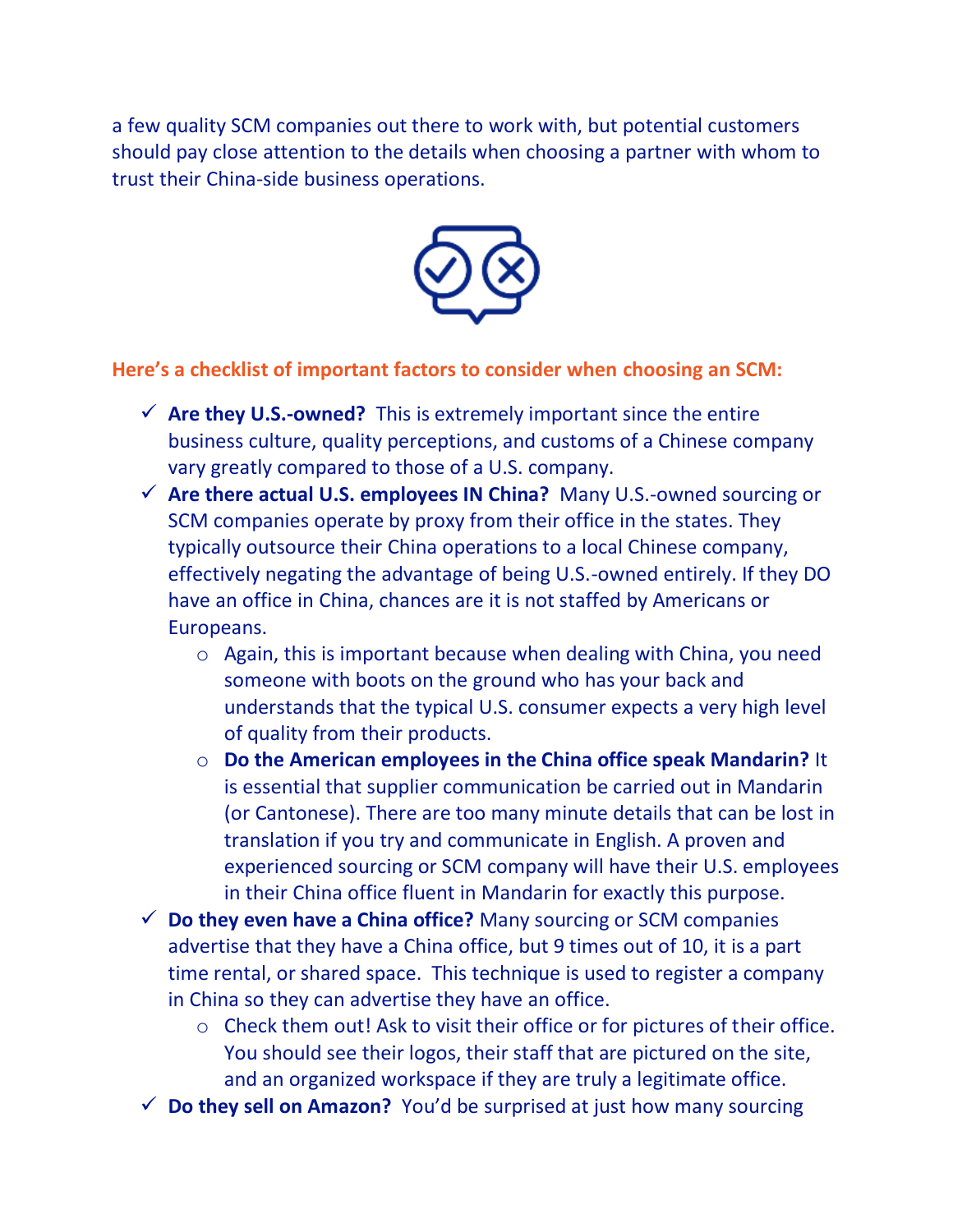a few quality SCM companies out there to work with, but potential customers should pay close attention to the details when choosing a partner with whom to trust their China-side business operations.

**Here's a checklist of important factors to consider when choosing an SCM:**

- ✓ **Are they U.S.-owned?** This is extremely important since the entire business culture, quality perceptions, and customs of a Chinese company vary greatly compared to those of a U.S. company.
- ✓ **Are there actual U.S. employees IN China?** Many U.S.-owned sourcing or SCM companies operate by proxy from their office in the states. They typically outsource their China operations to a local Chinese company, effectively negating the advantage of being U.S.-owned entirely. If they DO have an office in China, chances are it is not staffed by Americans or Europeans.
    - Again, this is important because when dealing with China, you need someone with boots on the ground who has your back and understands that the typical U.S. consumer expects a very high level of quality from their products.
    - **Do the American employees in the China office speak Mandarin?** It is essential that supplier communication be carried out in Mandarin (or Cantonese). There are too many minute details that can be lost in translation if you try and communicate in English. A proven and experienced sourcing or SCM company will have their U.S. employees in their China office fluent in Mandarin for exactly this purpose.
- ✓ **Do they even have a China office?** Many sourcing or SCM companies advertise that they have a China office, but 9 times out of 10, it is a part time rental, or shared space. This technique is used to register a company in China so they can advertise they have an office.
    - Check them out! Ask to visit their office or for pictures of their office. You should see their logos, their staff that are pictured on the site, and an organized workspace if they are truly a legitimate office.
- ✓ **Do they sell on Amazon?** You'd be surprised at just how many sourcing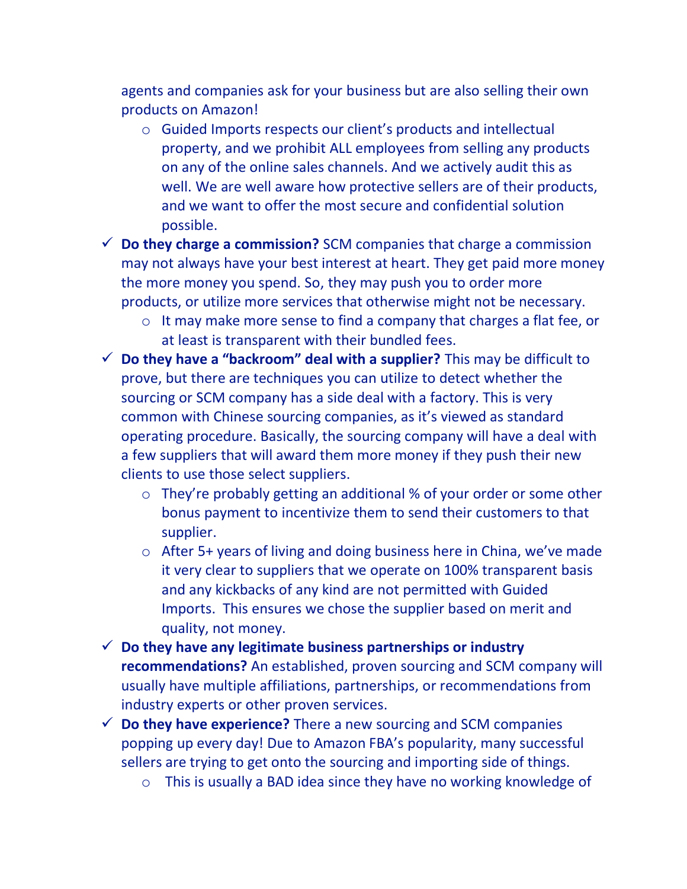agents and companies ask for your business but are also selling their own products on Amazon!

  - Guided Imports respects our client's products and intellectual property, and we prohibit ALL employees from selling any products on any of the online sales channels. And we actively audit this as well. We are well aware how protective sellers are of their products, and we want to offer the most secure and confidential solution possible.

- ✓ **Do they charge a commission?** SCM companies that charge a commission may not always have your best interest at heart. They get paid more money the more money you spend. So, they may push you to order more products, or utilize more services that otherwise might not be necessary.
  - It may make more sense to find a company that charges a flat fee, or at least is transparent with their bundled fees.
- ✓ **Do they have a "backroom" deal with a supplier?** This may be difficult to prove, but there are techniques you can utilize to detect whether the sourcing or SCM company has a side deal with a factory. This is very common with Chinese sourcing companies, as it's viewed as standard operating procedure. Basically, the sourcing company will have a deal with a few suppliers that will award them more money if they push their new clients to use those select suppliers.
  - They're probably getting an additional % of your order or some other bonus payment to incentivize them to send their customers to that supplier.
  - After 5+ years of living and doing business here in China, we've made it very clear to suppliers that we operate on 100% transparent basis and any kickbacks of any kind are not permitted with Guided Imports. This ensures we chose the supplier based on merit and quality, not money.
- ✓ **Do they have any legitimate business partnerships or industry recommendations?** An established, proven sourcing and SCM company will usually have multiple affiliations, partnerships, or recommendations from industry experts or other proven services.
- ✓ **Do they have experience?** There a new sourcing and SCM companies popping up every day! Due to Amazon FBA's popularity, many successful sellers are trying to get onto the sourcing and importing side of things.
  - This is usually a BAD idea since they have no working knowledge of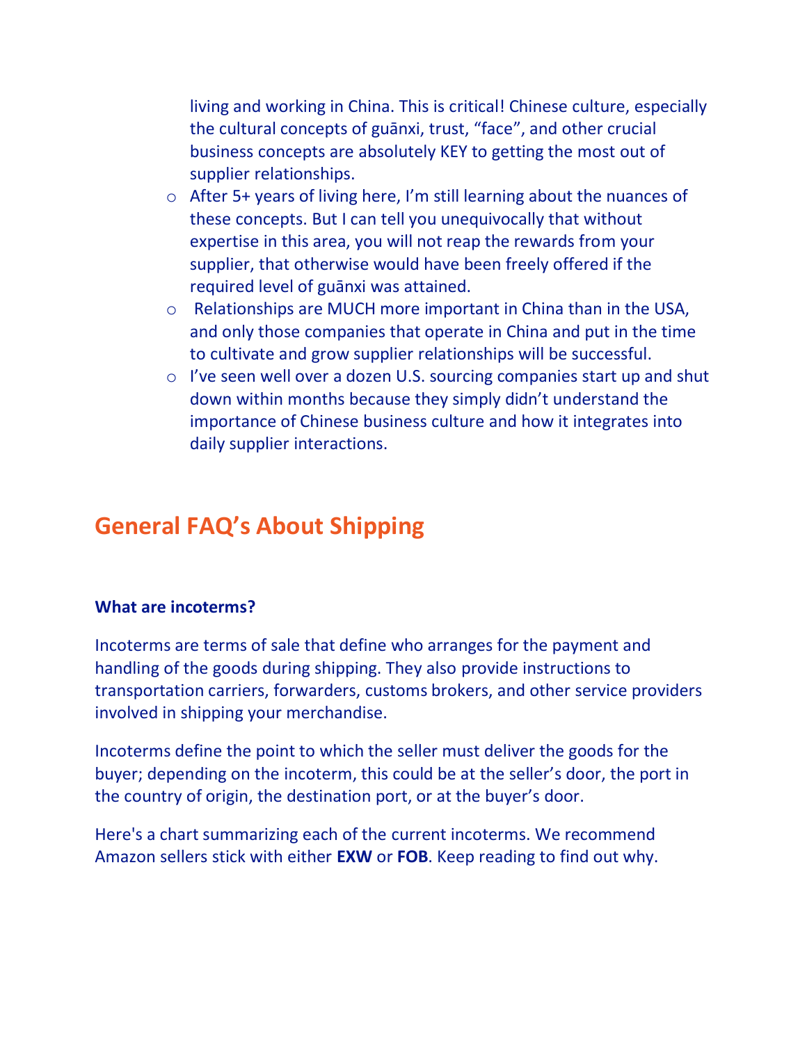living and working in China. This is critical! Chinese culture, especially the cultural concepts of guānxi, trust, “face”, and other crucial business concepts are absolutely KEY to getting the most out of supplier relationships.

- After 5+ years of living here, I’m still learning about the nuances of these concepts. But I can tell you unequivocally that without expertise in this area, you will not reap the rewards from your supplier, that otherwise would have been freely offered if the required level of guānxi was attained.
- Relationships are MUCH more important in China than in the USA, and only those companies that operate in China and put in the time to cultivate and grow supplier relationships will be successful.
- I’ve seen well over a dozen U.S. sourcing companies start up and shut down within months because they simply didn’t understand the importance of Chinese business culture and how it integrates into daily supplier interactions.

## General FAQ’s About Shipping

### What are incoterms?

Incoterms are terms of sale that define who arranges for the payment and handling of the goods during shipping. They also provide instructions to transportation carriers, forwarders, customs brokers, and other service providers involved in shipping your merchandise.

Incoterms define the point to which the seller must deliver the goods for the buyer; depending on the incoterm, this could be at the seller’s door, the port in the country of origin, the destination port, or at the buyer’s door.

Here's a chart summarizing each of the current incoterms. We recommend Amazon sellers stick with either **EXW** or **FOB**. Keep reading to find out why.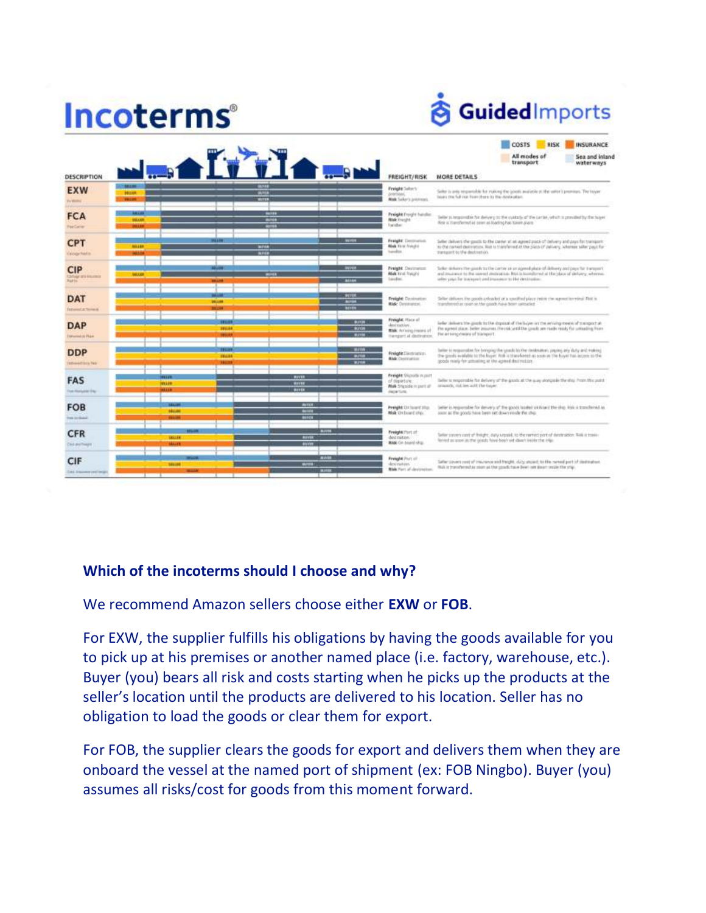# Incoterms®

**GuidedImports**

| DESCRIPTION | FREIGHT/RISK | MORE DETAILS |
|---|---|---|
| EXW | | |
| FCA | | |
| CPT | | |
| CIP | | |
| DAT | | |
| DAP | | |
| DDP | | |
| FAS | | |
| FOB | | |
| CFR | | |
| CIF | | |

**Which of the incoterms should I choose and why?**

We recommend Amazon sellers choose either **EXW** or **FOB**.

For EXW, the supplier fulfills his obligations by having the goods available for you to pick up at his premises or another named place (i.e. factory, warehouse, etc.). Buyer (you) bears all risk and costs starting when he picks up the products at the seller's location until the products are delivered to his location. Seller has no obligation to load the goods or clear them for export.

For FOB, the supplier clears the goods for export and delivers them when they are onboard the vessel at the named port of shipment (ex: FOB Ningbo). Buyer (you) assumes all risks/cost for goods from this moment forward.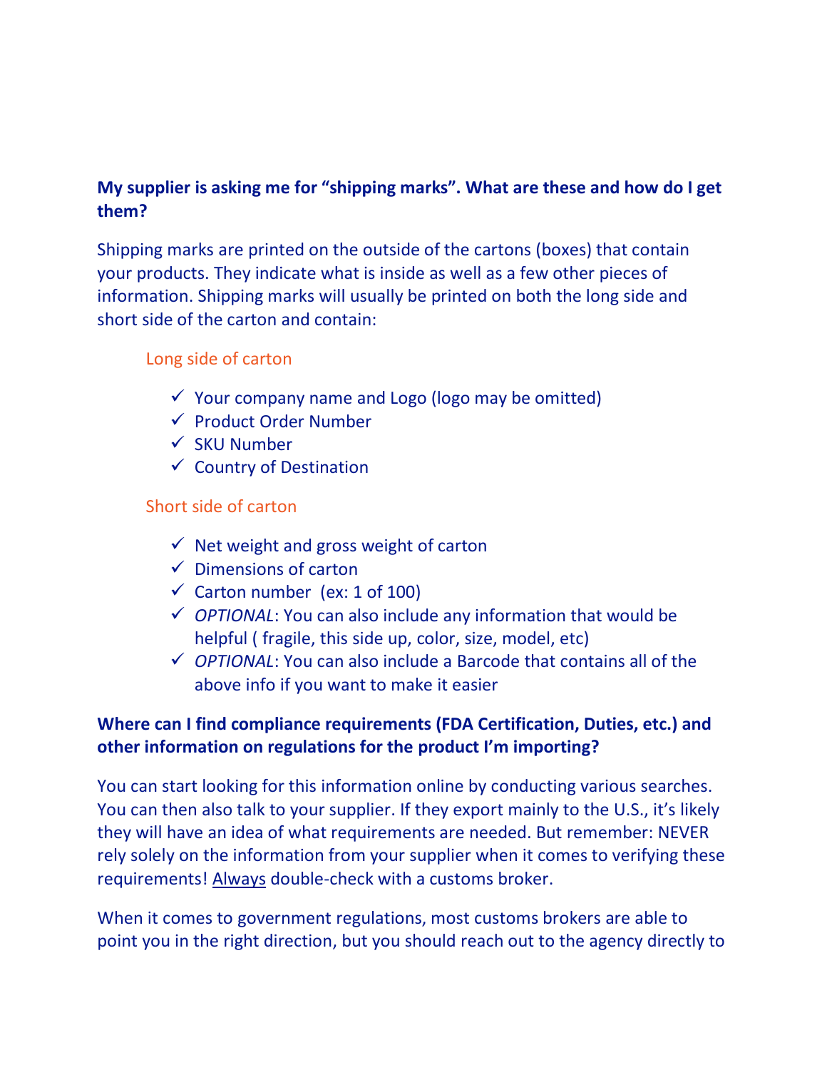**My supplier is asking me for "shipping marks". What are these and how do I get them?**

Shipping marks are printed on the outside of the cartons (boxes) that contain your products. They indicate what is inside as well as a few other pieces of information. Shipping marks will usually be printed on both the long side and short side of the carton and contain:

Long side of carton

- ✓ Your company name and Logo (logo may be omitted)
- ✓ Product Order Number
- ✓ SKU Number
- ✓ Country of Destination

Short side of carton

- ✓ Net weight and gross weight of carton
- ✓ Dimensions of carton
- ✓ Carton number (ex: 1 of 100)
- ✓ *OPTIONAL*: You can also include any information that would be helpful ( fragile, this side up, color, size, model, etc)
- ✓ *OPTIONAL*: You can also include a Barcode that contains all of the above info if you want to make it easier

**Where can I find compliance requirements (FDA Certification, Duties, etc.) and other information on regulations for the product I'm importing?**

You can start looking for this information online by conducting various searches. You can then also talk to your supplier. If they export mainly to the U.S., it's likely they will have an idea of what requirements are needed. But remember: NEVER rely solely on the information from your supplier when it comes to verifying these requirements! Always double-check with a customs broker.

When it comes to government regulations, most customs brokers are able to point you in the right direction, but you should reach out to the agency directly to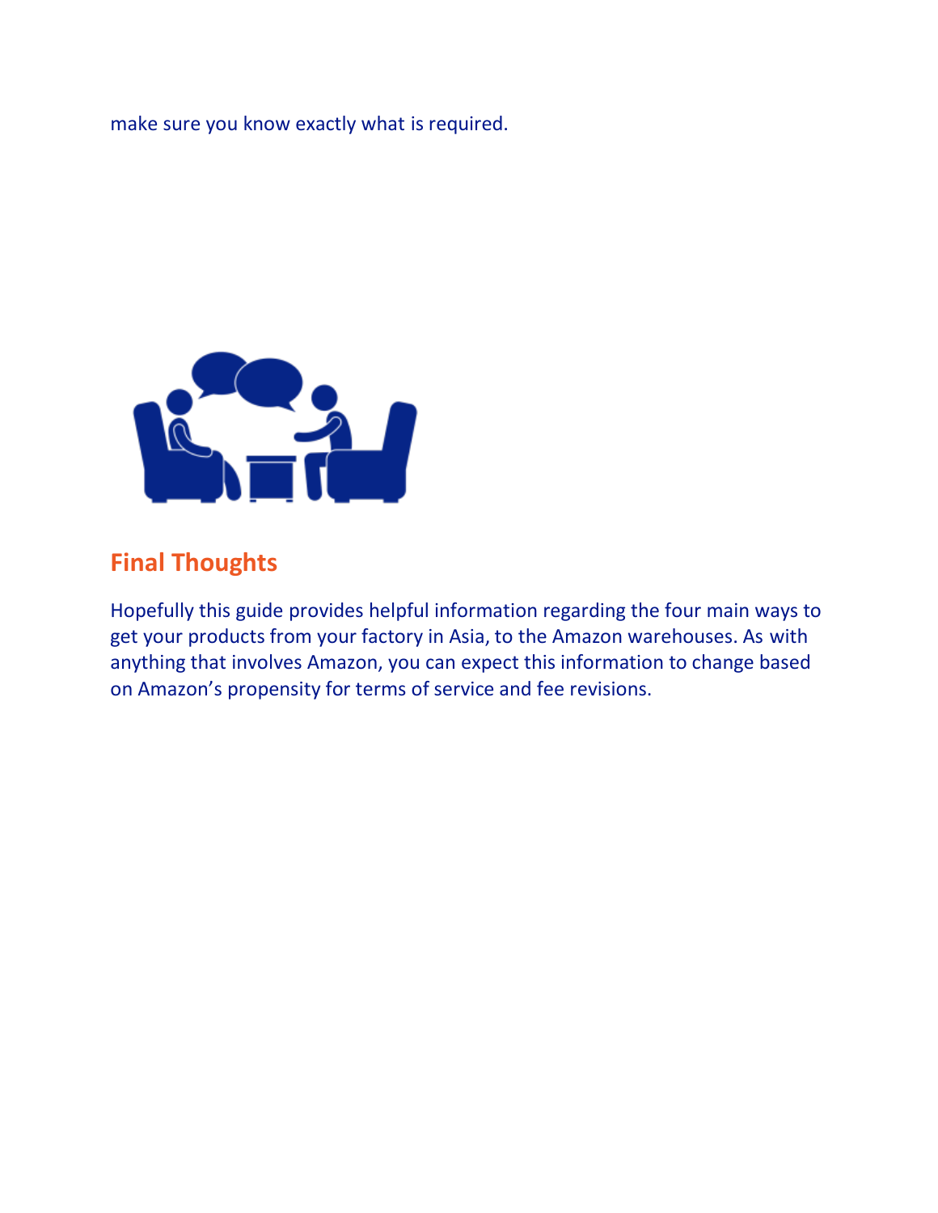make sure you know exactly what is required.

## Final Thoughts

Hopefully this guide provides helpful information regarding the four main ways to get your products from your factory in Asia, to the Amazon warehouses. As with anything that involves Amazon, you can expect this information to change based on Amazon's propensity for terms of service and fee revisions.